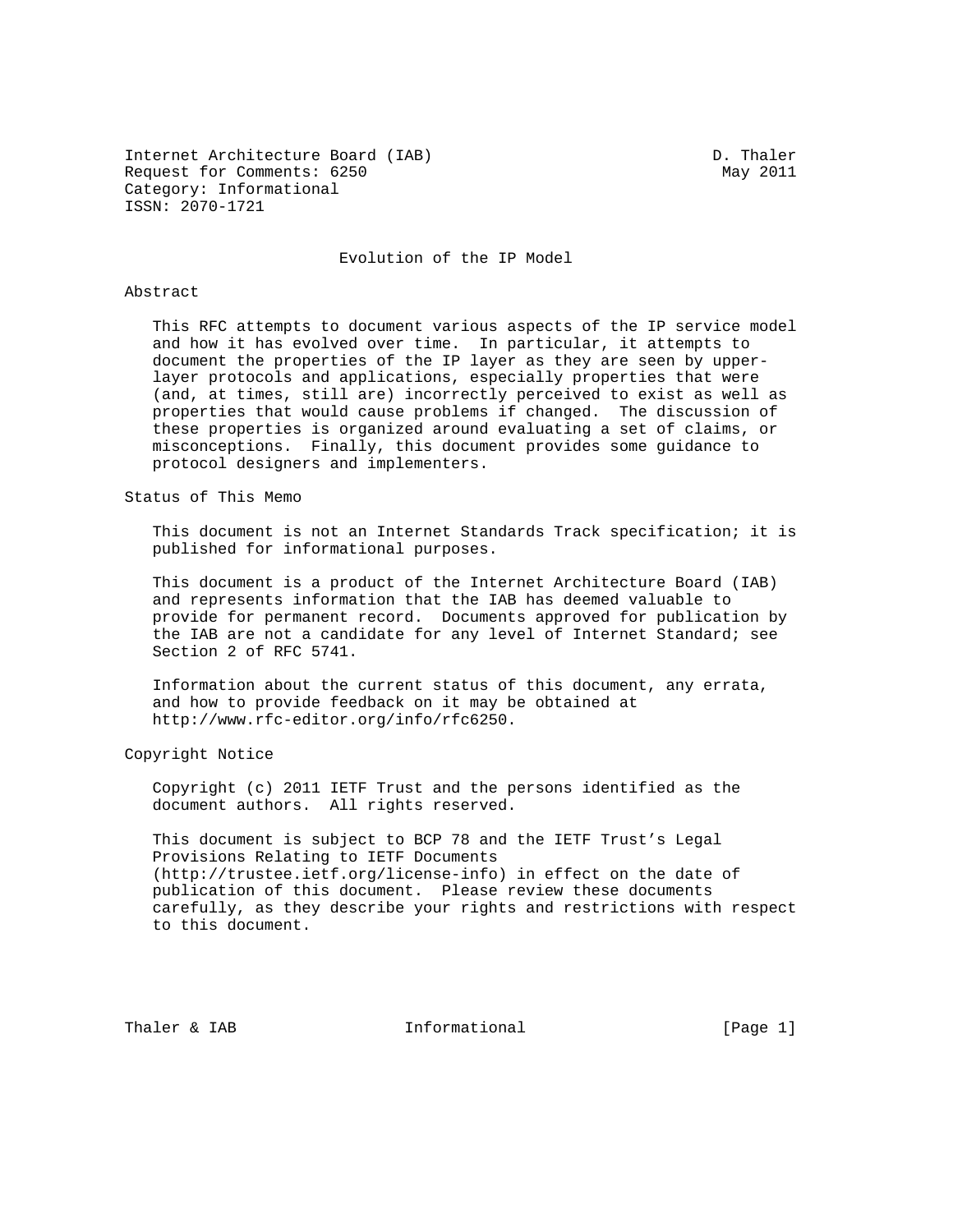Internet Architecture Board (IAB) D. Thaler
Request for Comments: 6250 May 2011
Category: Informational
ISSN: 2070-1721

# Evolution of the IP Model

## Abstract

This RFC attempts to document various aspects of the IP service model and how it has evolved over time. In particular, it attempts to document the properties of the IP layer as they are seen by upper-layer protocols and applications, especially properties that were (and, at times, still are) incorrectly perceived to exist as well as properties that would cause problems if changed. The discussion of these properties is organized around evaluating a set of claims, or misconceptions. Finally, this document provides some guidance to protocol designers and implementers.

## Status of This Memo

This document is not an Internet Standards Track specification; it is published for informational purposes.

This document is a product of the Internet Architecture Board (IAB) and represents information that the IAB has deemed valuable to provide for permanent record. Documents approved for publication by the IAB are not a candidate for any level of Internet Standard; see Section 2 of RFC 5741.

Information about the current status of this document, any errata, and how to provide feedback on it may be obtained at http://www.rfc-editor.org/info/rfc6250.

## Copyright Notice

Copyright (c) 2011 IETF Trust and the persons identified as the document authors. All rights reserved.

This document is subject to BCP 78 and the IETF Trust's Legal Provisions Relating to IETF Documents (http://trustee.ietf.org/license-info) in effect on the date of publication of this document. Please review these documents carefully, as they describe your rights and restrictions with respect to this document.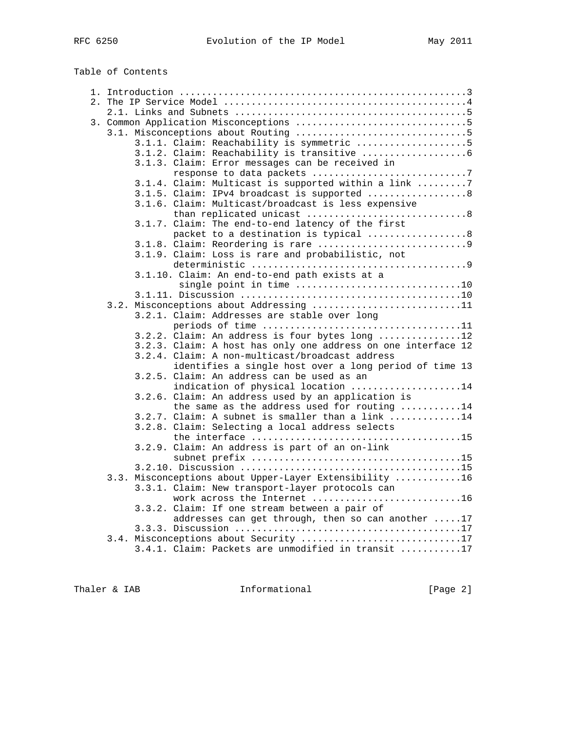Table of Contents

```
   1. Introduction ....................................................3
   2. The IP Service Model ............................................4
      2.1. Links and Subnets ..........................................5
   3. Common Application Misconceptions ...............................5
      3.1. Misconceptions about Routing ...............................5
           3.1.1. Claim: Reachability is symmetric ....................5
           3.1.2. Claim: Reachability is transitive ...................6
           3.1.3. Claim: Error messages can be received in
                  response to data packets ............................7
           3.1.4. Claim: Multicast is supported within a link .........7
           3.1.5. Claim: IPv4 broadcast is supported ..................8
           3.1.6. Claim: Multicast/broadcast is less expensive
                  than replicated unicast .............................8
           3.1.7. Claim: The end-to-end latency of the first
                  packet to a destination is typical ..................8
           3.1.8. Claim: Reordering is rare ...........................9
           3.1.9. Claim: Loss is rare and probabilistic, not
                  deterministic .......................................9
           3.1.10. Claim: An end-to-end path exists at a
                   single point in time ..............................10
           3.1.11. Discussion ........................................10
      3.2. Misconceptions about Addressing ...........................11
           3.2.1. Claim: Addresses are stable over long
                  periods of time ....................................11
           3.2.2. Claim: An address is four bytes long ...............12
           3.2.3. Claim: A host has only one address on one interface 12
           3.2.4. Claim: A non-multicast/broadcast address
                  identifies a single host over a long period of time 13
           3.2.5. Claim: An address can be used as an
                  indication of physical location ....................14
           3.2.6. Claim: An address used by an application is
                  the same as the address used for routing ...........14
           3.2.7. Claim: A subnet is smaller than a link .............14
           3.2.8. Claim: Selecting a local address selects
                  the interface ......................................15
           3.2.9. Claim: An address is part of an on-link
                  subnet prefix ......................................15
           3.2.10. Discussion ........................................15
      3.3. Misconceptions about Upper-Layer Extensibility ............16
           3.3.1. Claim: New transport-layer protocols can
                  work across the Internet ...........................16
           3.3.2. Claim: If one stream between a pair of
                  addresses can get through, then so can another .....17
           3.3.3. Discussion .........................................17
      3.4. Misconceptions about Security .............................17
           3.4.1. Claim: Packets are unmodified in transit ...........17
```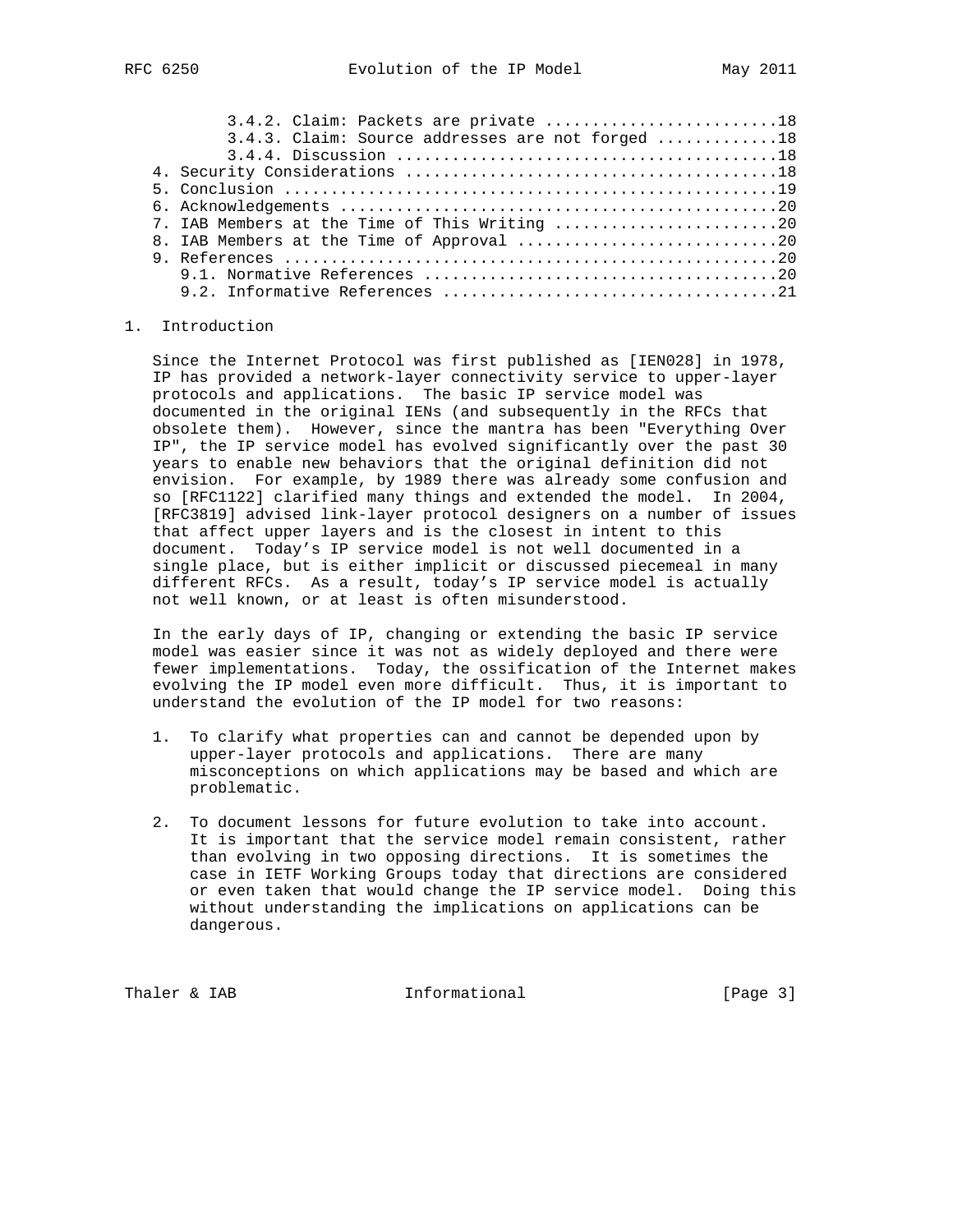3.4.2. Claim: Packets are private .........................18
3.4.3. Claim: Source addresses are not forged .............18
3.4.4. Discussion .........................................18
4. Security Considerations .......................................18
5. Conclusion ....................................................19
6. Acknowledgements ..............................................20
7. IAB Members at the Time of This Writing .......................20
8. IAB Members at the Time of Approval ...........................20
9. References ....................................................20
9.1. Normative References .....................................20
9.2. Informative References ...................................21

## 1. Introduction

Since the Internet Protocol was first published as [IEN028] in 1978, IP has provided a network-layer connectivity service to upper-layer protocols and applications. The basic IP service model was documented in the original IENs (and subsequently in the RFCs that obsolete them). However, since the mantra has been "Everything Over IP", the IP service model has evolved significantly over the past 30 years to enable new behaviors that the original definition did not envision. For example, by 1989 there was already some confusion and so [RFC1122] clarified many things and extended the model. In 2004, [RFC3819] advised link-layer protocol designers on a number of issues that affect upper layers and is the closest in intent to this document. Today's IP service model is not well documented in a single place, but is either implicit or discussed piecemeal in many different RFCs. As a result, today's IP service model is actually not well known, or at least is often misunderstood.

In the early days of IP, changing or extending the basic IP service model was easier since it was not as widely deployed and there were fewer implementations. Today, the ossification of the Internet makes evolving the IP model even more difficult. Thus, it is important to understand the evolution of the IP model for two reasons:

1. To clarify what properties can and cannot be depended upon by upper-layer protocols and applications. There are many misconceptions on which applications may be based and which are problematic.

2. To document lessons for future evolution to take into account. It is important that the service model remain consistent, rather than evolving in two opposing directions. It is sometimes the case in IETF Working Groups today that directions are considered or even taken that would change the IP service model. Doing this without understanding the implications on applications can be dangerous.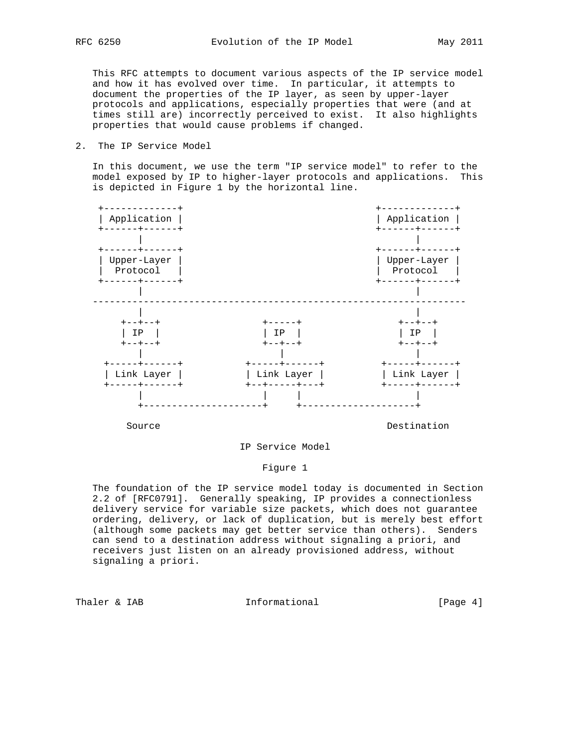This RFC attempts to document various aspects of the IP service model and how it has evolved over time. In particular, it attempts to document the properties of the IP layer, as seen by upper-layer protocols and applications, especially properties that were (and at times still are) incorrectly perceived to exist. It also highlights properties that would cause problems if changed.

## 2. The IP Service Model

In this document, we use the term "IP service model" to refer to the model exposed by IP to higher-layer protocols and applications. This is depicted in Figure 1 by the horizontal line.

```
 +-------------+                                 +-------------+
 | Application |                                 | Application |
 +------+------+                                 +------+------+
        |                                               |
 +------+------+                                 +------+------+
 | Upper-Layer |                                 | Upper-Layer |
 |  Protocol   |                                 |  Protocol   |
 +------+------+                                 +------+------+
        |                                               |
-----------------------------------------------------------------
        |                                               |
     +--+--+               +-----+                   +--+--+
     | IP  |               | IP  |                   | IP  |
     +--+--+               +--+--+                   +--+--+
        |                     |                         |
  +-----+------+        +-----+------+           +-----+------+
  | Link Layer |        | Link Layer |           | Link Layer |
  +-----+------+        +--+-----+---+           +-----+------+
        |                  |     |                      |
        +------------------+     +----------------------+

      Source                                      Destination
```

IP Service Model

Figure 1

The foundation of the IP service model today is documented in Section 2.2 of [RFC0791]. Generally speaking, IP provides a connectionless delivery service for variable size packets, which does not guarantee ordering, delivery, or lack of duplication, but is merely best effort (although some packets may get better service than others). Senders can send to a destination address without signaling a priori, and receivers just listen on an already provisioned address, without signaling a priori.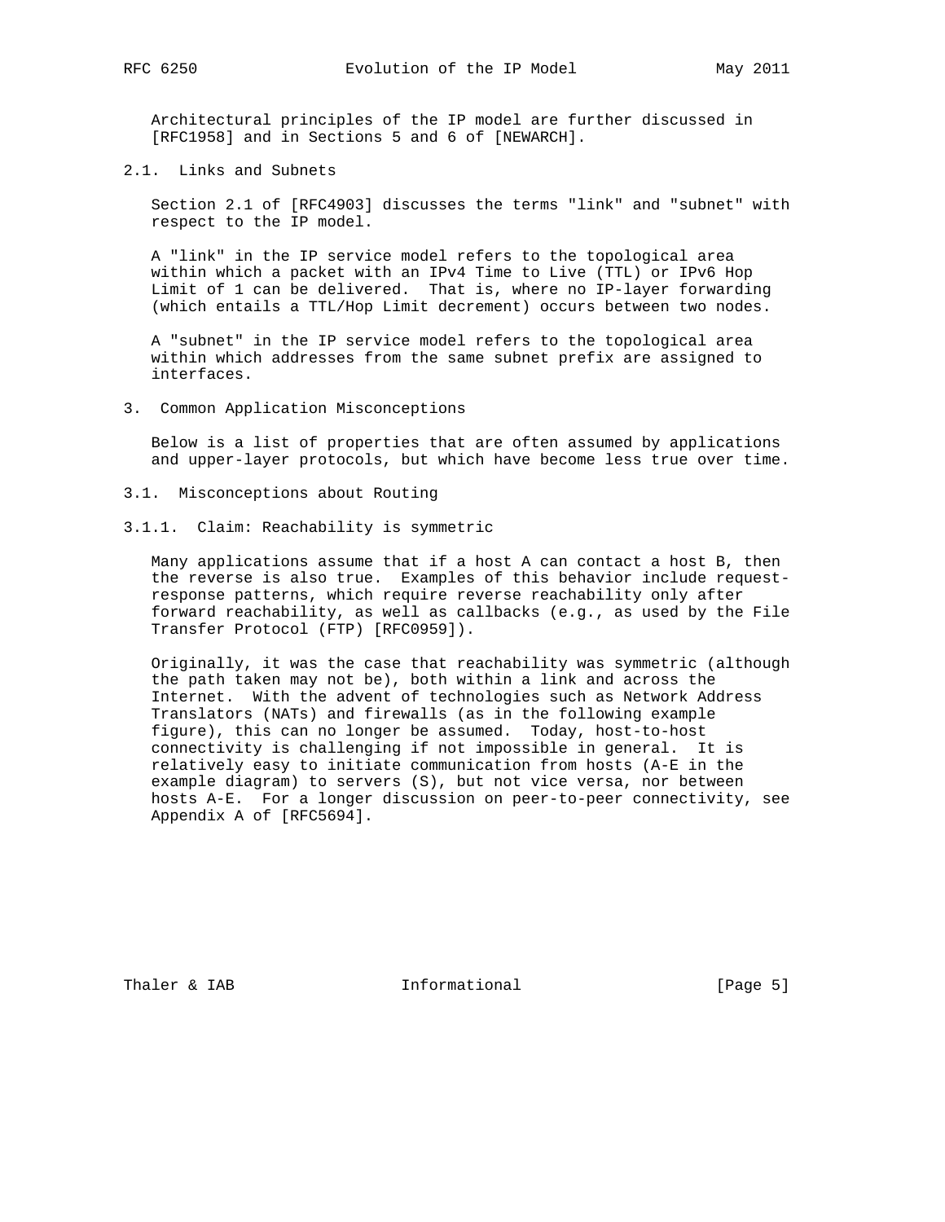Architectural principles of the IP model are further discussed in [RFC1958] and in Sections 5 and 6 of [NEWARCH].

## 2.1. Links and Subnets

Section 2.1 of [RFC4903] discusses the terms "link" and "subnet" with respect to the IP model.

A "link" in the IP service model refers to the topological area within which a packet with an IPv4 Time to Live (TTL) or IPv6 Hop Limit of 1 can be delivered. That is, where no IP-layer forwarding (which entails a TTL/Hop Limit decrement) occurs between two nodes.

A "subnet" in the IP service model refers to the topological area within which addresses from the same subnet prefix are assigned to interfaces.

# 3. Common Application Misconceptions

Below is a list of properties that are often assumed by applications and upper-layer protocols, but which have become less true over time.

## 3.1. Misconceptions about Routing

### 3.1.1. Claim: Reachability is symmetric

Many applications assume that if a host A can contact a host B, then the reverse is also true. Examples of this behavior include request-response patterns, which require reverse reachability only after forward reachability, as well as callbacks (e.g., as used by the File Transfer Protocol (FTP) [RFC0959]).

Originally, it was the case that reachability was symmetric (although the path taken may not be), both within a link and across the Internet. With the advent of technologies such as Network Address Translators (NATs) and firewalls (as in the following example figure), this can no longer be assumed. Today, host-to-host connectivity is challenging if not impossible in general. It is relatively easy to initiate communication from hosts (A-E in the example diagram) to servers (S), but not vice versa, nor between hosts A-E. For a longer discussion on peer-to-peer connectivity, see Appendix A of [RFC5694].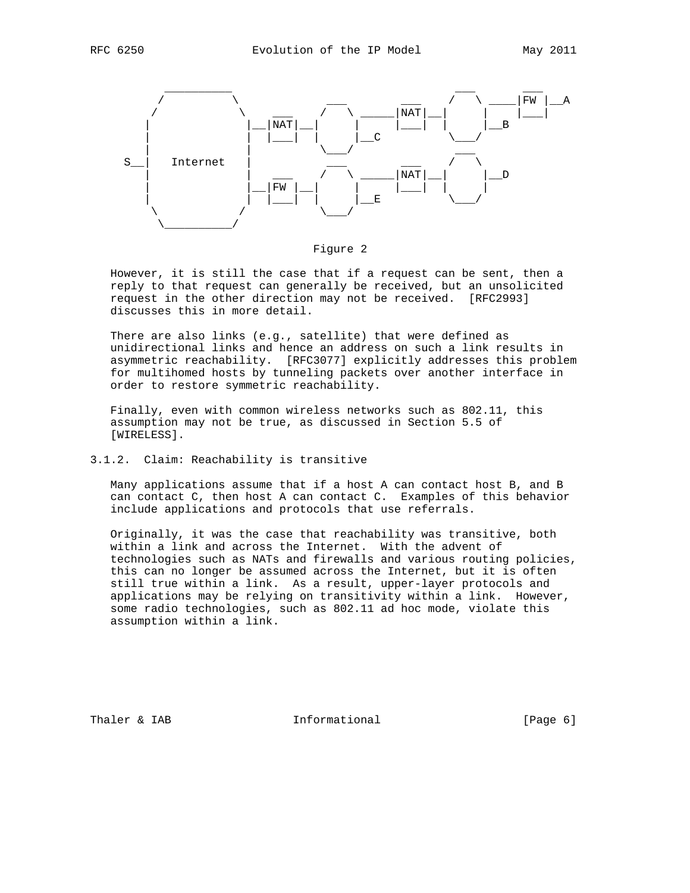```
       __________                                 ___         ___
      /          \            ___         ___    /   \ ____|FW |__A
     /            \    ___   /   \ _____|NAT|__|     |     |___|
    |              |__|NAT|__|     |     |___|  |     |__B
    |              |  |___|  |     |__C          \___/
    |              |          \___/               ___
S__|   Internet    |          ___         ___    /   \
    |              |   ___   /   \ _____|NAT|__|     |__D
    |              |__|FW |__|     |     |___|  |     |
    |              |  |___|  |     |__E          \___/
     \            /           \___/
      \__________/
```

Figure 2

However, it is still the case that if a request can be sent, then a reply to that request can generally be received, but an unsolicited request in the other direction may not be received. [RFC2993] discusses this in more detail.

There are also links (e.g., satellite) that were defined as unidirectional links and hence an address on such a link results in asymmetric reachability. [RFC3077] explicitly addresses this problem for multihomed hosts by tunneling packets over another interface in order to restore symmetric reachability.

Finally, even with common wireless networks such as 802.11, this assumption may not be true, as discussed in Section 5.5 of [WIRELESS].

### 3.1.2. Claim: Reachability is transitive

Many applications assume that if a host A can contact host B, and B can contact C, then host A can contact C. Examples of this behavior include applications and protocols that use referrals.

Originally, it was the case that reachability was transitive, both within a link and across the Internet. With the advent of technologies such as NATs and firewalls and various routing policies, this can no longer be assumed across the Internet, but it is often still true within a link. As a result, upper-layer protocols and applications may be relying on transitivity within a link. However, some radio technologies, such as 802.11 ad hoc mode, violate this assumption within a link.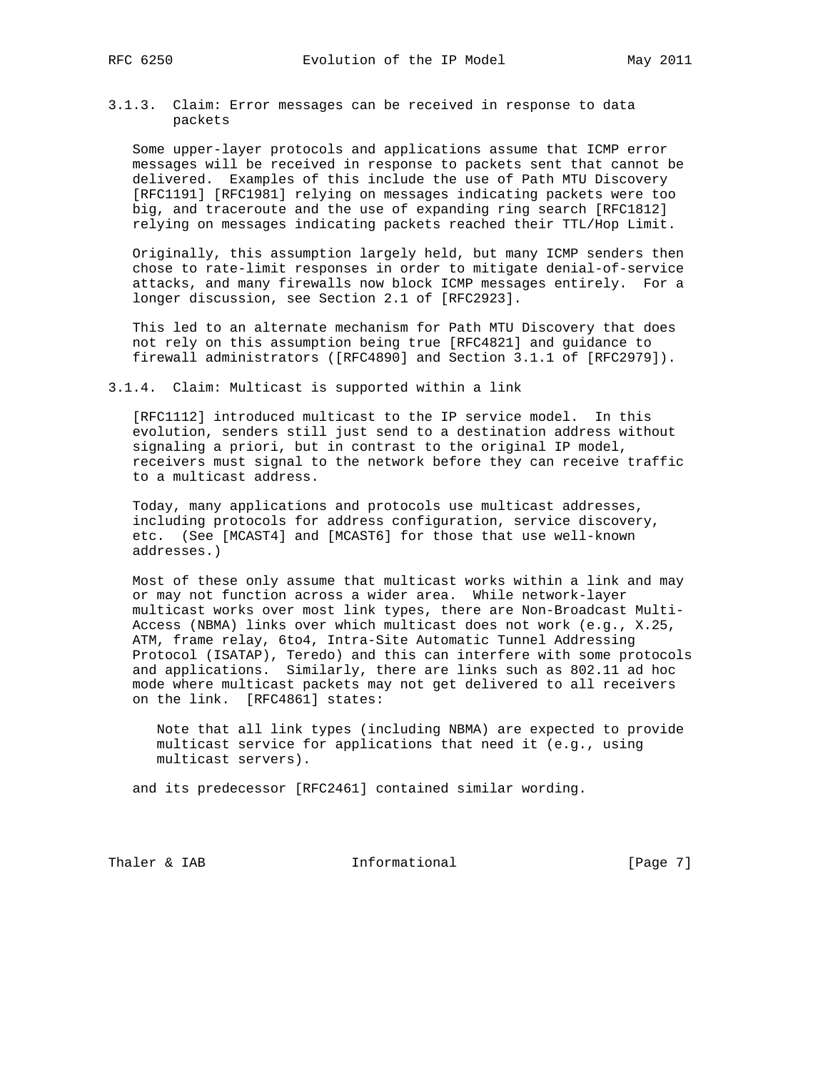### 3.1.3. Claim: Error messages can be received in response to data packets

Some upper-layer protocols and applications assume that ICMP error messages will be received in response to packets sent that cannot be delivered. Examples of this include the use of Path MTU Discovery [RFC1191] [RFC1981] relying on messages indicating packets were too big, and traceroute and the use of expanding ring search [RFC1812] relying on messages indicating packets reached their TTL/Hop Limit.

Originally, this assumption largely held, but many ICMP senders then chose to rate-limit responses in order to mitigate denial-of-service attacks, and many firewalls now block ICMP messages entirely. For a longer discussion, see Section 2.1 of [RFC2923].

This led to an alternate mechanism for Path MTU Discovery that does not rely on this assumption being true [RFC4821] and guidance to firewall administrators ([RFC4890] and Section 3.1.1 of [RFC2979]).

### 3.1.4. Claim: Multicast is supported within a link

[RFC1112] introduced multicast to the IP service model. In this evolution, senders still just send to a destination address without signaling a priori, but in contrast to the original IP model, receivers must signal to the network before they can receive traffic to a multicast address.

Today, many applications and protocols use multicast addresses, including protocols for address configuration, service discovery, etc. (See [MCAST4] and [MCAST6] for those that use well-known addresses.)

Most of these only assume that multicast works within a link and may or may not function across a wider area. While network-layer multicast works over most link types, there are Non-Broadcast Multi-Access (NBMA) links over which multicast does not work (e.g., X.25, ATM, frame relay, 6to4, Intra-Site Automatic Tunnel Addressing Protocol (ISATAP), Teredo) and this can interfere with some protocols and applications. Similarly, there are links such as 802.11 ad hoc mode where multicast packets may not get delivered to all receivers on the link. [RFC4861] states:

> Note that all link types (including NBMA) are expected to provide multicast service for applications that need it (e.g., using multicast servers).

and its predecessor [RFC2461] contained similar wording.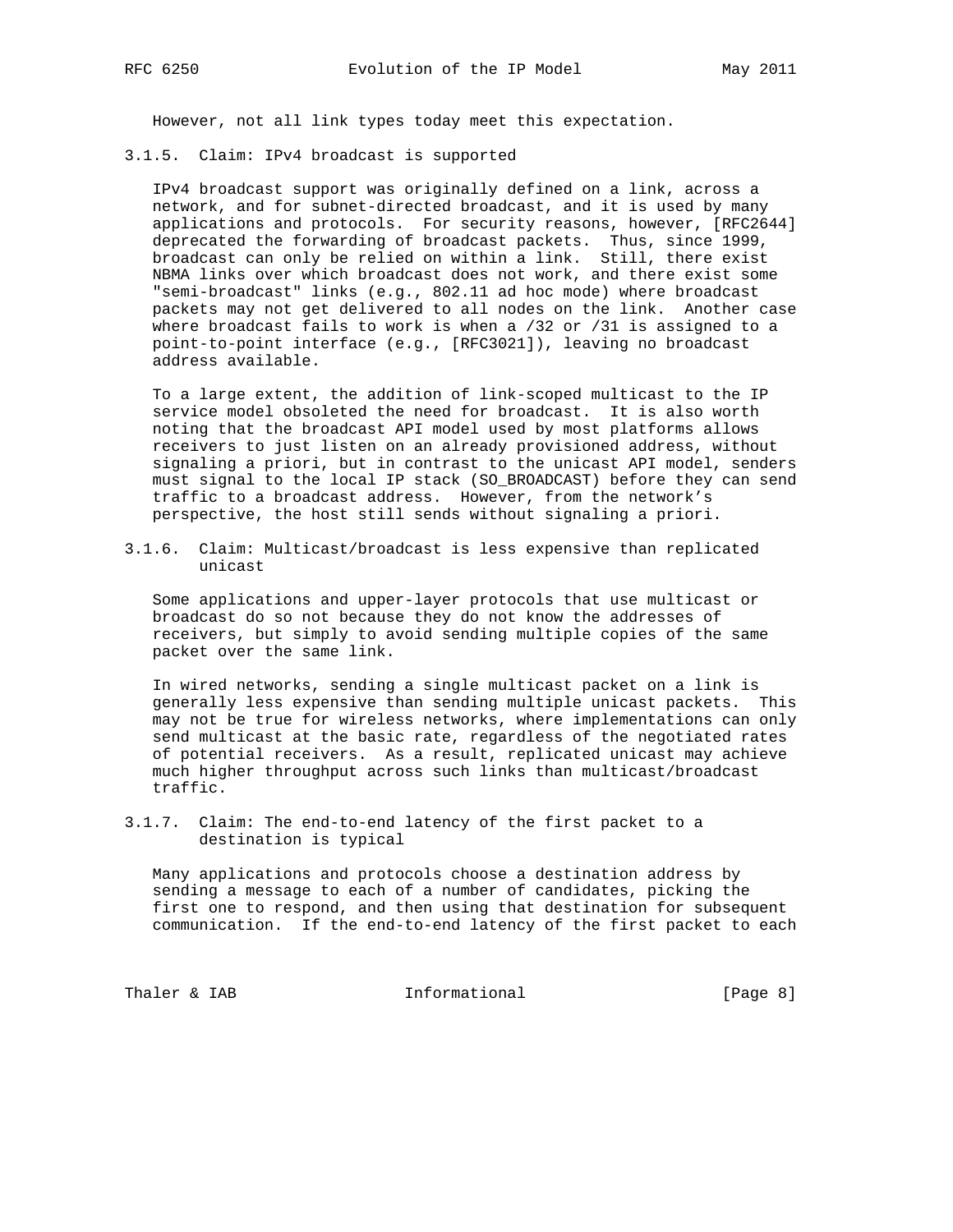However, not all link types today meet this expectation.

### 3.1.5. Claim: IPv4 broadcast is supported

IPv4 broadcast support was originally defined on a link, across a network, and for subnet-directed broadcast, and it is used by many applications and protocols. For security reasons, however, [RFC2644] deprecated the forwarding of broadcast packets. Thus, since 1999, broadcast can only be relied on within a link. Still, there exist NBMA links over which broadcast does not work, and there exist some "semi-broadcast" links (e.g., 802.11 ad hoc mode) where broadcast packets may not get delivered to all nodes on the link. Another case where broadcast fails to work is when a /32 or /31 is assigned to a point-to-point interface (e.g., [RFC3021]), leaving no broadcast address available.

To a large extent, the addition of link-scoped multicast to the IP service model obsoleted the need for broadcast. It is also worth noting that the broadcast API model used by most platforms allows receivers to just listen on an already provisioned address, without signaling a priori, but in contrast to the unicast API model, senders must signal to the local IP stack (SO_BROADCAST) before they can send traffic to a broadcast address. However, from the network's perspective, the host still sends without signaling a priori.

### 3.1.6. Claim: Multicast/broadcast is less expensive than replicated unicast

Some applications and upper-layer protocols that use multicast or broadcast do so not because they do not know the addresses of receivers, but simply to avoid sending multiple copies of the same packet over the same link.

In wired networks, sending a single multicast packet on a link is generally less expensive than sending multiple unicast packets. This may not be true for wireless networks, where implementations can only send multicast at the basic rate, regardless of the negotiated rates of potential receivers. As a result, replicated unicast may achieve much higher throughput across such links than multicast/broadcast traffic.

### 3.1.7. Claim: The end-to-end latency of the first packet to a destination is typical

Many applications and protocols choose a destination address by sending a message to each of a number of candidates, picking the first one to respond, and then using that destination for subsequent communication. If the end-to-end latency of the first packet to each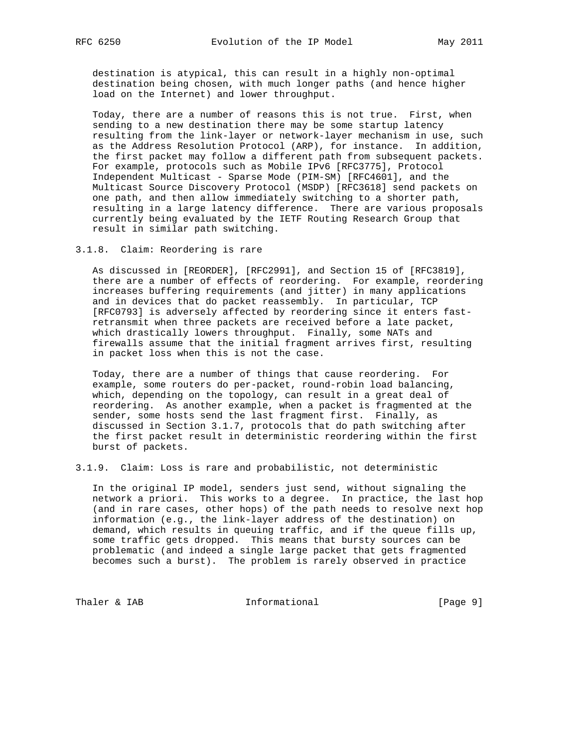destination is atypical, this can result in a highly non-optimal destination being chosen, with much longer paths (and hence higher load on the Internet) and lower throughput.

Today, there are a number of reasons this is not true. First, when sending to a new destination there may be some startup latency resulting from the link-layer or network-layer mechanism in use, such as the Address Resolution Protocol (ARP), for instance. In addition, the first packet may follow a different path from subsequent packets. For example, protocols such as Mobile IPv6 [RFC3775], Protocol Independent Multicast - Sparse Mode (PIM-SM) [RFC4601], and the Multicast Source Discovery Protocol (MSDP) [RFC3618] send packets on one path, and then allow immediately switching to a shorter path, resulting in a large latency difference. There are various proposals currently being evaluated by the IETF Routing Research Group that result in similar path switching.

### 3.1.8. Claim: Reordering is rare

As discussed in [REORDER], [RFC2991], and Section 15 of [RFC3819], there are a number of effects of reordering. For example, reordering increases buffering requirements (and jitter) in many applications and in devices that do packet reassembly. In particular, TCP [RFC0793] is adversely affected by reordering since it enters fast-retransmit when three packets are received before a late packet, which drastically lowers throughput. Finally, some NATs and firewalls assume that the initial fragment arrives first, resulting in packet loss when this is not the case.

Today, there are a number of things that cause reordering. For example, some routers do per-packet, round-robin load balancing, which, depending on the topology, can result in a great deal of reordering. As another example, when a packet is fragmented at the sender, some hosts send the last fragment first. Finally, as discussed in Section 3.1.7, protocols that do path switching after the first packet result in deterministic reordering within the first burst of packets.

### 3.1.9. Claim: Loss is rare and probabilistic, not deterministic

In the original IP model, senders just send, without signaling the network a priori. This works to a degree. In practice, the last hop (and in rare cases, other hops) of the path needs to resolve next hop information (e.g., the link-layer address of the destination) on demand, which results in queuing traffic, and if the queue fills up, some traffic gets dropped. This means that bursty sources can be problematic (and indeed a single large packet that gets fragmented becomes such a burst). The problem is rarely observed in practice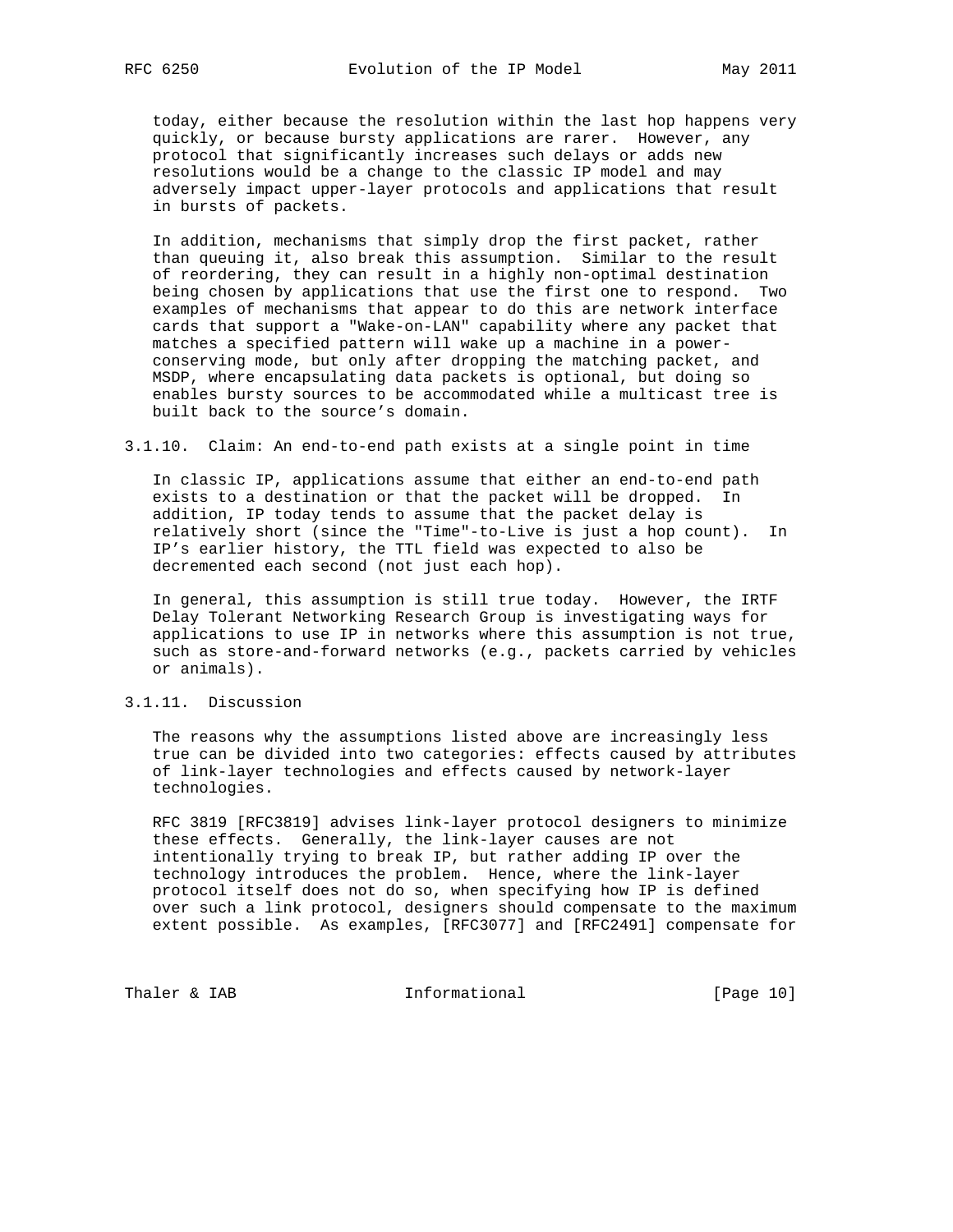today, either because the resolution within the last hop happens very quickly, or because bursty applications are rarer. However, any protocol that significantly increases such delays or adds new resolutions would be a change to the classic IP model and may adversely impact upper-layer protocols and applications that result in bursts of packets.

In addition, mechanisms that simply drop the first packet, rather than queuing it, also break this assumption. Similar to the result of reordering, they can result in a highly non-optimal destination being chosen by applications that use the first one to respond. Two examples of mechanisms that appear to do this are network interface cards that support a "Wake-on-LAN" capability where any packet that matches a specified pattern will wake up a machine in a power-conserving mode, but only after dropping the matching packet, and MSDP, where encapsulating data packets is optional, but doing so enables bursty sources to be accommodated while a multicast tree is built back to the source's domain.

### 3.1.10. Claim: An end-to-end path exists at a single point in time

In classic IP, applications assume that either an end-to-end path exists to a destination or that the packet will be dropped. In addition, IP today tends to assume that the packet delay is relatively short (since the "Time"-to-Live is just a hop count). In IP's earlier history, the TTL field was expected to also be decremented each second (not just each hop).

In general, this assumption is still true today. However, the IRTF Delay Tolerant Networking Research Group is investigating ways for applications to use IP in networks where this assumption is not true, such as store-and-forward networks (e.g., packets carried by vehicles or animals).

### 3.1.11. Discussion

The reasons why the assumptions listed above are increasingly less true can be divided into two categories: effects caused by attributes of link-layer technologies and effects caused by network-layer technologies.

RFC 3819 [RFC3819] advises link-layer protocol designers to minimize these effects. Generally, the link-layer causes are not intentionally trying to break IP, but rather adding IP over the technology introduces the problem. Hence, where the link-layer protocol itself does not do so, when specifying how IP is defined over such a link protocol, designers should compensate to the maximum extent possible. As examples, [RFC3077] and [RFC2491] compensate for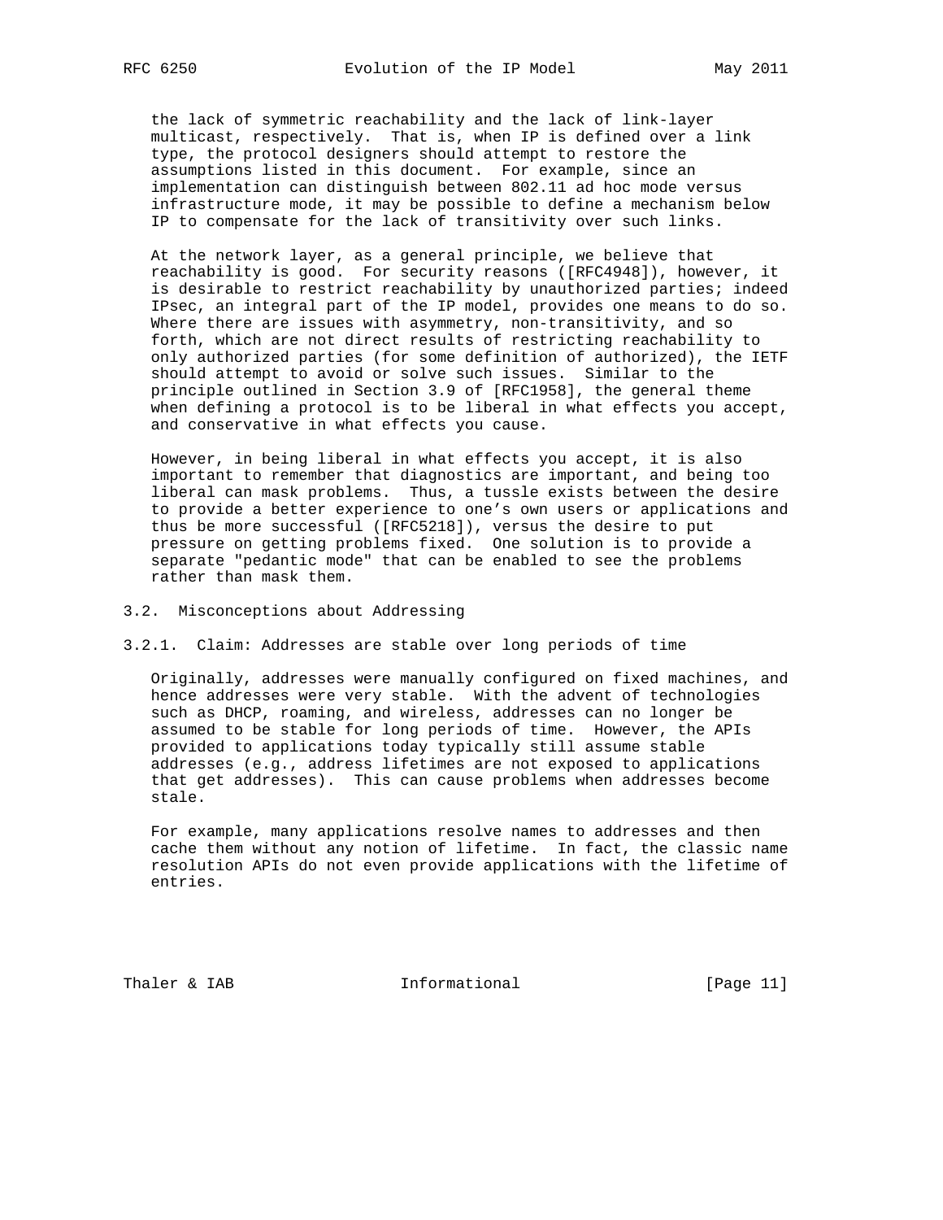the lack of symmetric reachability and the lack of link-layer multicast, respectively. That is, when IP is defined over a link type, the protocol designers should attempt to restore the assumptions listed in this document. For example, since an implementation can distinguish between 802.11 ad hoc mode versus infrastructure mode, it may be possible to define a mechanism below IP to compensate for the lack of transitivity over such links.

At the network layer, as a general principle, we believe that reachability is good. For security reasons ([RFC4948]), however, it is desirable to restrict reachability by unauthorized parties; indeed IPsec, an integral part of the IP model, provides one means to do so. Where there are issues with asymmetry, non-transitivity, and so forth, which are not direct results of restricting reachability to only authorized parties (for some definition of authorized), the IETF should attempt to avoid or solve such issues. Similar to the principle outlined in Section 3.9 of [RFC1958], the general theme when defining a protocol is to be liberal in what effects you accept, and conservative in what effects you cause.

However, in being liberal in what effects you accept, it is also important to remember that diagnostics are important, and being too liberal can mask problems. Thus, a tussle exists between the desire to provide a better experience to one’s own users or applications and thus be more successful ([RFC5218]), versus the desire to put pressure on getting problems fixed. One solution is to provide a separate "pedantic mode" that can be enabled to see the problems rather than mask them.

## 3.2. Misconceptions about Addressing

### 3.2.1. Claim: Addresses are stable over long periods of time

Originally, addresses were manually configured on fixed machines, and hence addresses were very stable. With the advent of technologies such as DHCP, roaming, and wireless, addresses can no longer be assumed to be stable for long periods of time. However, the APIs provided to applications today typically still assume stable addresses (e.g., address lifetimes are not exposed to applications that get addresses). This can cause problems when addresses become stale.

For example, many applications resolve names to addresses and then cache them without any notion of lifetime. In fact, the classic name resolution APIs do not even provide applications with the lifetime of entries.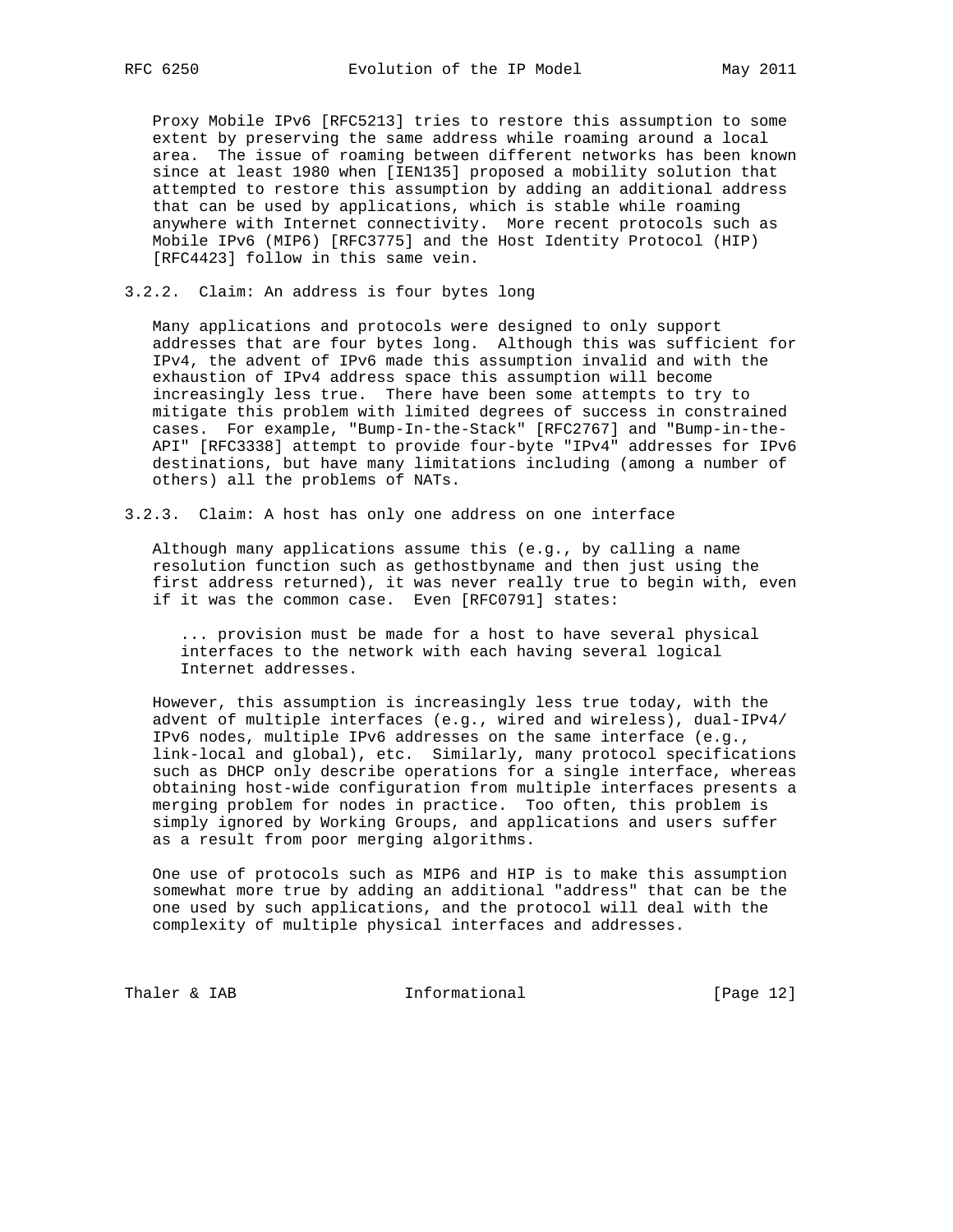Proxy Mobile IPv6 [RFC5213] tries to restore this assumption to some extent by preserving the same address while roaming around a local area. The issue of roaming between different networks has been known since at least 1980 when [IEN135] proposed a mobility solution that attempted to restore this assumption by adding an additional address that can be used by applications, which is stable while roaming anywhere with Internet connectivity. More recent protocols such as Mobile IPv6 (MIP6) [RFC3775] and the Host Identity Protocol (HIP) [RFC4423] follow in this same vein.

### 3.2.2. Claim: An address is four bytes long

Many applications and protocols were designed to only support addresses that are four bytes long. Although this was sufficient for IPv4, the advent of IPv6 made this assumption invalid and with the exhaustion of IPv4 address space this assumption will become increasingly less true. There have been some attempts to try to mitigate this problem with limited degrees of success in constrained cases. For example, "Bump-In-the-Stack" [RFC2767] and "Bump-in-the-API" [RFC3338] attempt to provide four-byte "IPv4" addresses for IPv6 destinations, but have many limitations including (among a number of others) all the problems of NATs.

### 3.2.3. Claim: A host has only one address on one interface

Although many applications assume this (e.g., by calling a name resolution function such as gethostbyname and then just using the first address returned), it was never really true to begin with, even if it was the common case. Even [RFC0791] states:

> ... provision must be made for a host to have several physical interfaces to the network with each having several logical Internet addresses.

However, this assumption is increasingly less true today, with the advent of multiple interfaces (e.g., wired and wireless), dual-IPv4/IPv6 nodes, multiple IPv6 addresses on the same interface (e.g., link-local and global), etc. Similarly, many protocol specifications such as DHCP only describe operations for a single interface, whereas obtaining host-wide configuration from multiple interfaces presents a merging problem for nodes in practice. Too often, this problem is simply ignored by Working Groups, and applications and users suffer as a result from poor merging algorithms.

One use of protocols such as MIP6 and HIP is to make this assumption somewhat more true by adding an additional "address" that can be the one used by such applications, and the protocol will deal with the complexity of multiple physical interfaces and addresses.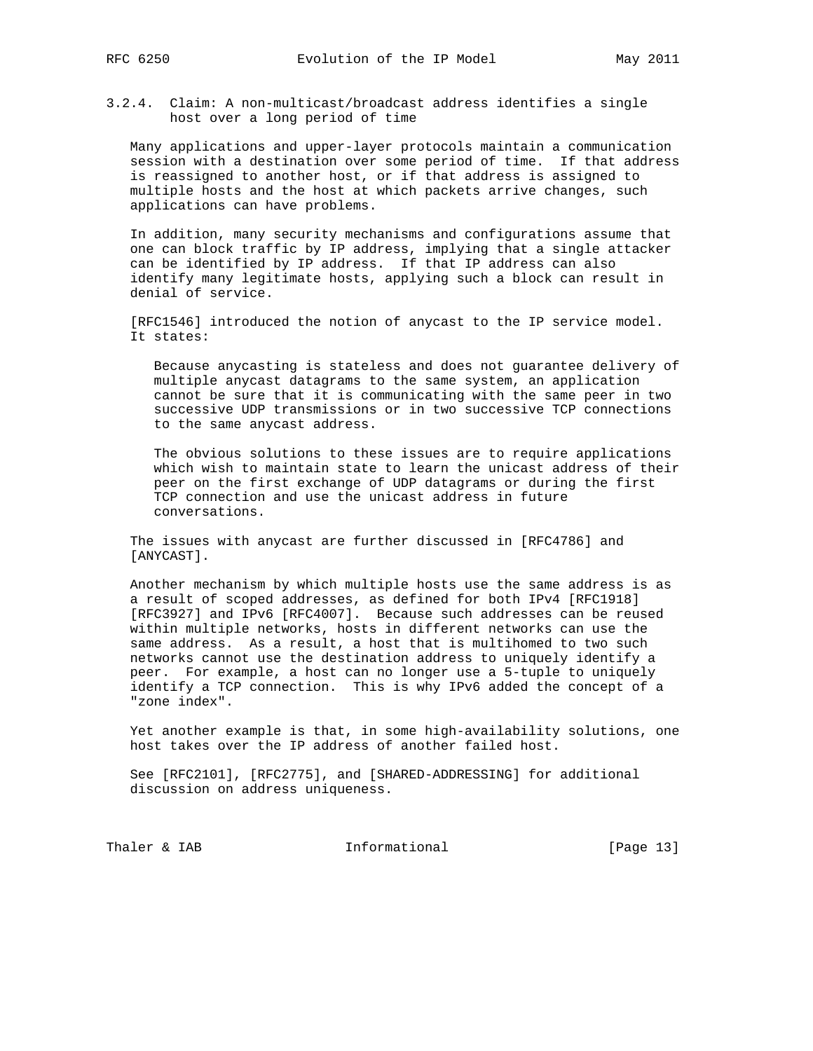#### 3.2.4. Claim: A non-multicast/broadcast address identifies a single host over a long period of time

Many applications and upper-layer protocols maintain a communication session with a destination over some period of time. If that address is reassigned to another host, or if that address is assigned to multiple hosts and the host at which packets arrive changes, such applications can have problems.

In addition, many security mechanisms and configurations assume that one can block traffic by IP address, implying that a single attacker can be identified by IP address. If that IP address can also identify many legitimate hosts, applying such a block can result in denial of service.

[RFC1546] introduced the notion of anycast to the IP service model. It states:

> Because anycasting is stateless and does not guarantee delivery of multiple anycast datagrams to the same system, an application cannot be sure that it is communicating with the same peer in two successive UDP transmissions or in two successive TCP connections to the same anycast address.
>
> The obvious solutions to these issues are to require applications which wish to maintain state to learn the unicast address of their peer on the first exchange of UDP datagrams or during the first TCP connection and use the unicast address in future conversations.

The issues with anycast are further discussed in [RFC4786] and [ANYCAST].

Another mechanism by which multiple hosts use the same address is as a result of scoped addresses, as defined for both IPv4 [RFC1918] [RFC3927] and IPv6 [RFC4007]. Because such addresses can be reused within multiple networks, hosts in different networks can use the same address. As a result, a host that is multihomed to two such networks cannot use the destination address to uniquely identify a peer. For example, a host can no longer use a 5-tuple to uniquely identify a TCP connection. This is why IPv6 added the concept of a "zone index".

Yet another example is that, in some high-availability solutions, one host takes over the IP address of another failed host.

See [RFC2101], [RFC2775], and [SHARED-ADDRESSING] for additional discussion on address uniqueness.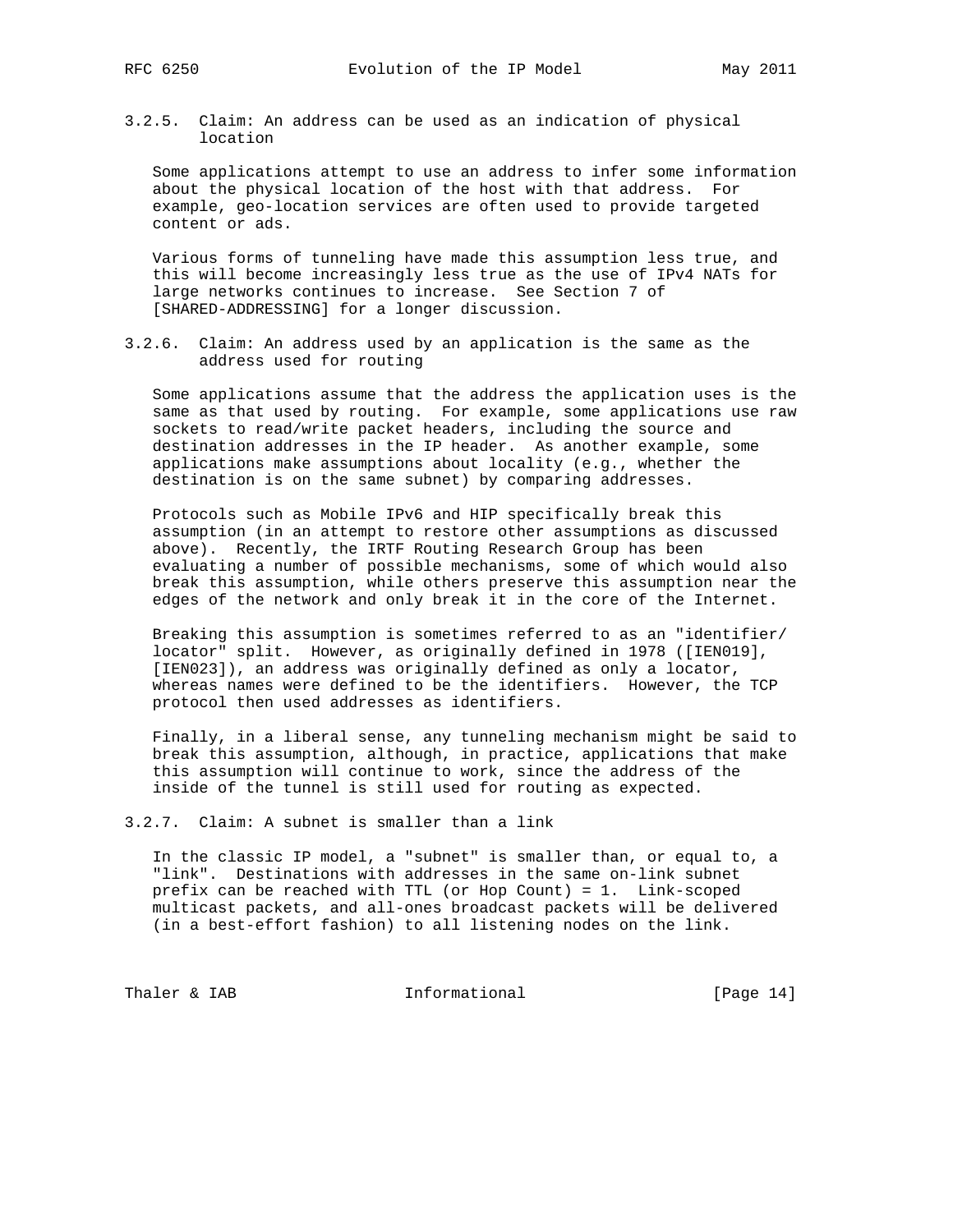#### 3.2.5. Claim: An address can be used as an indication of physical location

Some applications attempt to use an address to infer some information about the physical location of the host with that address. For example, geo-location services are often used to provide targeted content or ads.

Various forms of tunneling have made this assumption less true, and this will become increasingly less true as the use of IPv4 NATs for large networks continues to increase. See Section 7 of [SHARED-ADDRESSING] for a longer discussion.

#### 3.2.6. Claim: An address used by an application is the same as the address used for routing

Some applications assume that the address the application uses is the same as that used by routing. For example, some applications use raw sockets to read/write packet headers, including the source and destination addresses in the IP header. As another example, some applications make assumptions about locality (e.g., whether the destination is on the same subnet) by comparing addresses.

Protocols such as Mobile IPv6 and HIP specifically break this assumption (in an attempt to restore other assumptions as discussed above). Recently, the IRTF Routing Research Group has been evaluating a number of possible mechanisms, some of which would also break this assumption, while others preserve this assumption near the edges of the network and only break it in the core of the Internet.

Breaking this assumption is sometimes referred to as an "identifier/locator" split. However, as originally defined in 1978 ([IEN019], [IEN023]), an address was originally defined as only a locator, whereas names were defined to be the identifiers. However, the TCP protocol then used addresses as identifiers.

Finally, in a liberal sense, any tunneling mechanism might be said to break this assumption, although, in practice, applications that make this assumption will continue to work, since the address of the inside of the tunnel is still used for routing as expected.

#### 3.2.7. Claim: A subnet is smaller than a link

In the classic IP model, a "subnet" is smaller than, or equal to, a "link". Destinations with addresses in the same on-link subnet prefix can be reached with TTL (or Hop Count) = 1. Link-scoped multicast packets, and all-ones broadcast packets will be delivered (in a best-effort fashion) to all listening nodes on the link.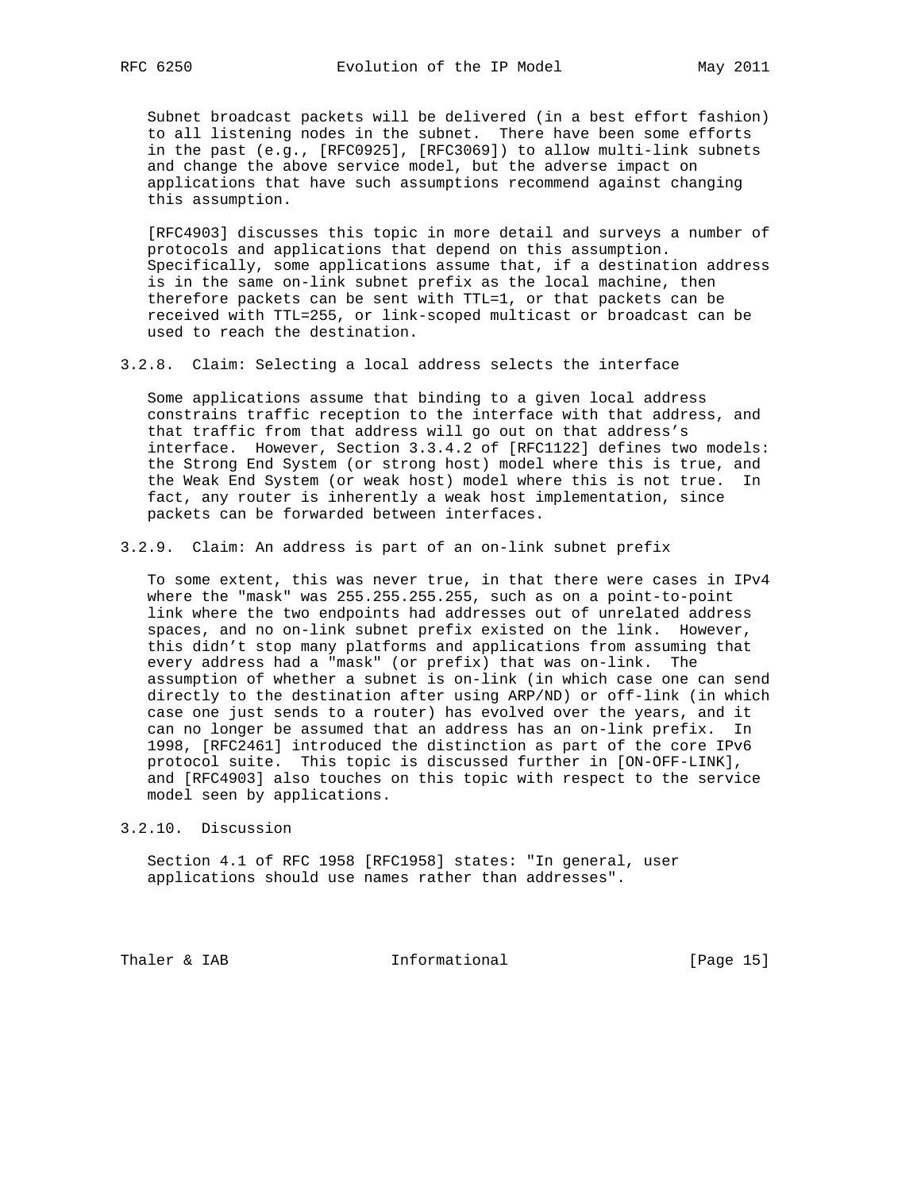Subnet broadcast packets will be delivered (in a best effort fashion) to all listening nodes in the subnet. There have been some efforts in the past (e.g., [RFC0925], [RFC3069]) to allow multi-link subnets and change the above service model, but the adverse impact on applications that have such assumptions recommend against changing this assumption.

[RFC4903] discusses this topic in more detail and surveys a number of protocols and applications that depend on this assumption. Specifically, some applications assume that, if a destination address is in the same on-link subnet prefix as the local machine, then therefore packets can be sent with TTL=1, or that packets can be received with TTL=255, or link-scoped multicast or broadcast can be used to reach the destination.

### 3.2.8. Claim: Selecting a local address selects the interface

Some applications assume that binding to a given local address constrains traffic reception to the interface with that address, and that traffic from that address will go out on that address's interface. However, Section 3.3.4.2 of [RFC1122] defines two models: the Strong End System (or strong host) model where this is true, and the Weak End System (or weak host) model where this is not true. In fact, any router is inherently a weak host implementation, since packets can be forwarded between interfaces.

### 3.2.9. Claim: An address is part of an on-link subnet prefix

To some extent, this was never true, in that there were cases in IPv4 where the "mask" was 255.255.255.255, such as on a point-to-point link where the two endpoints had addresses out of unrelated address spaces, and no on-link subnet prefix existed on the link. However, this didn't stop many platforms and applications from assuming that every address had a "mask" (or prefix) that was on-link. The assumption of whether a subnet is on-link (in which case one can send directly to the destination after using ARP/ND) or off-link (in which case one just sends to a router) has evolved over the years, and it can no longer be assumed that an address has an on-link prefix. In 1998, [RFC2461] introduced the distinction as part of the core IPv6 protocol suite. This topic is discussed further in [ON-OFF-LINK], and [RFC4903] also touches on this topic with respect to the service model seen by applications.

### 3.2.10. Discussion

Section 4.1 of RFC 1958 [RFC1958] states: "In general, user applications should use names rather than addresses".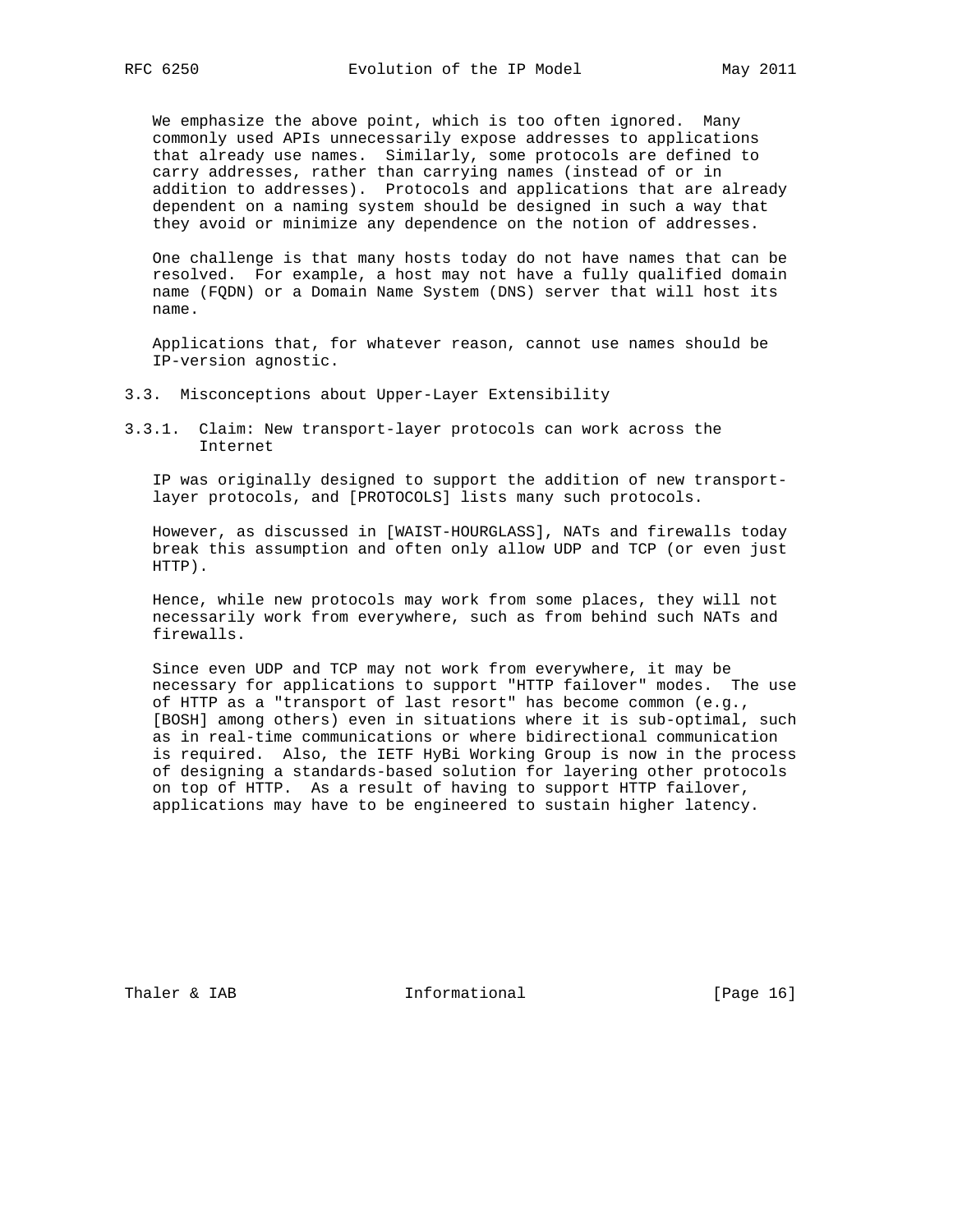We emphasize the above point, which is too often ignored. Many commonly used APIs unnecessarily expose addresses to applications that already use names. Similarly, some protocols are defined to carry addresses, rather than carrying names (instead of or in addition to addresses). Protocols and applications that are already dependent on a naming system should be designed in such a way that they avoid or minimize any dependence on the notion of addresses.

One challenge is that many hosts today do not have names that can be resolved. For example, a host may not have a fully qualified domain name (FQDN) or a Domain Name System (DNS) server that will host its name.

Applications that, for whatever reason, cannot use names should be IP-version agnostic.

### 3.3. Misconceptions about Upper-Layer Extensibility

#### 3.3.1. Claim: New transport-layer protocols can work across the Internet

IP was originally designed to support the addition of new transport-layer protocols, and [PROTOCOLS] lists many such protocols.

However, as discussed in [WAIST-HOURGLASS], NATs and firewalls today break this assumption and often only allow UDP and TCP (or even just HTTP).

Hence, while new protocols may work from some places, they will not necessarily work from everywhere, such as from behind such NATs and firewalls.

Since even UDP and TCP may not work from everywhere, it may be necessary for applications to support "HTTP failover" modes. The use of HTTP as a "transport of last resort" has become common (e.g., [BOSH] among others) even in situations where it is sub-optimal, such as in real-time communications or where bidirectional communication is required. Also, the IETF HyBi Working Group is now in the process of designing a standards-based solution for layering other protocols on top of HTTP. As a result of having to support HTTP failover, applications may have to be engineered to sustain higher latency.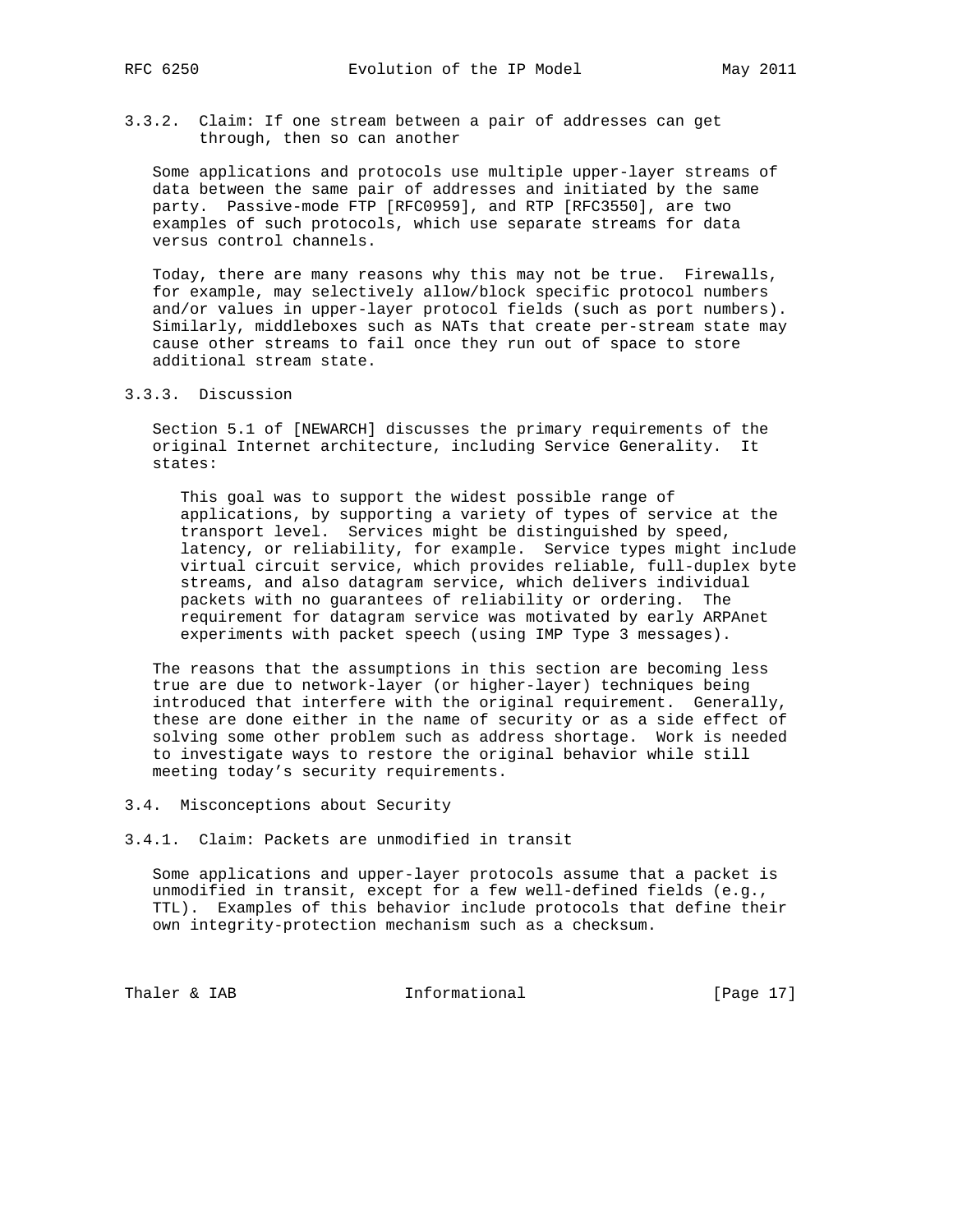### 3.3.2. Claim: If one stream between a pair of addresses can get through, then so can another

Some applications and protocols use multiple upper-layer streams of data between the same pair of addresses and initiated by the same party. Passive-mode FTP [RFC0959], and RTP [RFC3550], are two examples of such protocols, which use separate streams for data versus control channels.

Today, there are many reasons why this may not be true. Firewalls, for example, may selectively allow/block specific protocol numbers and/or values in upper-layer protocol fields (such as port numbers). Similarly, middleboxes such as NATs that create per-stream state may cause other streams to fail once they run out of space to store additional stream state.

### 3.3.3. Discussion

Section 5.1 of [NEWARCH] discusses the primary requirements of the original Internet architecture, including Service Generality. It states:

> This goal was to support the widest possible range of applications, by supporting a variety of types of service at the transport level. Services might be distinguished by speed, latency, or reliability, for example. Service types might include virtual circuit service, which provides reliable, full-duplex byte streams, and also datagram service, which delivers individual packets with no guarantees of reliability or ordering. The requirement for datagram service was motivated by early ARPAnet experiments with packet speech (using IMP Type 3 messages).

The reasons that the assumptions in this section are becoming less true are due to network-layer (or higher-layer) techniques being introduced that interfere with the original requirement. Generally, these are done either in the name of security or as a side effect of solving some other problem such as address shortage. Work is needed to investigate ways to restore the original behavior while still meeting today’s security requirements.

## 3.4. Misconceptions about Security

### 3.4.1. Claim: Packets are unmodified in transit

Some applications and upper-layer protocols assume that a packet is unmodified in transit, except for a few well-defined fields (e.g., TTL). Examples of this behavior include protocols that define their own integrity-protection mechanism such as a checksum.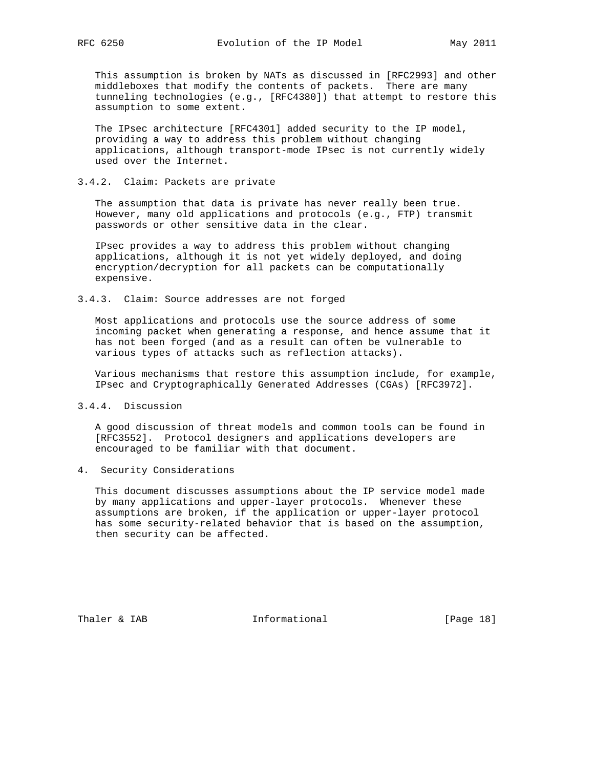This assumption is broken by NATs as discussed in [RFC2993] and other middleboxes that modify the contents of packets. There are many tunneling technologies (e.g., [RFC4380]) that attempt to restore this assumption to some extent.

The IPsec architecture [RFC4301] added security to the IP model, providing a way to address this problem without changing applications, although transport-mode IPsec is not currently widely used over the Internet.

#### 3.4.2. Claim: Packets are private

The assumption that data is private has never really been true. However, many old applications and protocols (e.g., FTP) transmit passwords or other sensitive data in the clear.

IPsec provides a way to address this problem without changing applications, although it is not yet widely deployed, and doing encryption/decryption for all packets can be computationally expensive.

#### 3.4.3. Claim: Source addresses are not forged

Most applications and protocols use the source address of some incoming packet when generating a response, and hence assume that it has not been forged (and as a result can often be vulnerable to various types of attacks such as reflection attacks).

Various mechanisms that restore this assumption include, for example, IPsec and Cryptographically Generated Addresses (CGAs) [RFC3972].

#### 3.4.4. Discussion

A good discussion of threat models and common tools can be found in [RFC3552]. Protocol designers and applications developers are encouraged to be familiar with that document.

## 4. Security Considerations

This document discusses assumptions about the IP service model made by many applications and upper-layer protocols. Whenever these assumptions are broken, if the application or upper-layer protocol has some security-related behavior that is based on the assumption, then security can be affected.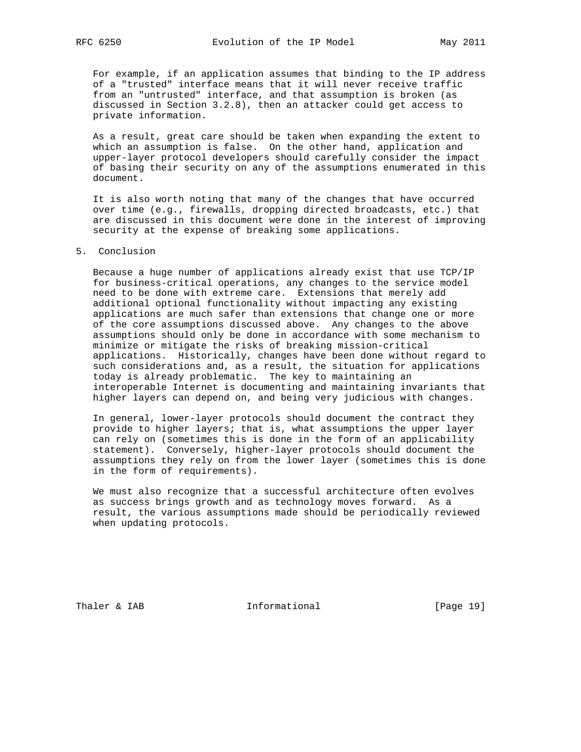For example, if an application assumes that binding to the IP address of a "trusted" interface means that it will never receive traffic from an "untrusted" interface, and that assumption is broken (as discussed in Section 3.2.8), then an attacker could get access to private information.

As a result, great care should be taken when expanding the extent to which an assumption is false. On the other hand, application and upper-layer protocol developers should carefully consider the impact of basing their security on any of the assumptions enumerated in this document.

It is also worth noting that many of the changes that have occurred over time (e.g., firewalls, dropping directed broadcasts, etc.) that are discussed in this document were done in the interest of improving security at the expense of breaking some applications.

## 5. Conclusion

Because a huge number of applications already exist that use TCP/IP for business-critical operations, any changes to the service model need to be done with extreme care. Extensions that merely add additional optional functionality without impacting any existing applications are much safer than extensions that change one or more of the core assumptions discussed above. Any changes to the above assumptions should only be done in accordance with some mechanism to minimize or mitigate the risks of breaking mission-critical applications. Historically, changes have been done without regard to such considerations and, as a result, the situation for applications today is already problematic. The key to maintaining an interoperable Internet is documenting and maintaining invariants that higher layers can depend on, and being very judicious with changes.

In general, lower-layer protocols should document the contract they provide to higher layers; that is, what assumptions the upper layer can rely on (sometimes this is done in the form of an applicability statement). Conversely, higher-layer protocols should document the assumptions they rely on from the lower layer (sometimes this is done in the form of requirements).

We must also recognize that a successful architecture often evolves as success brings growth and as technology moves forward. As a result, the various assumptions made should be periodically reviewed when updating protocols.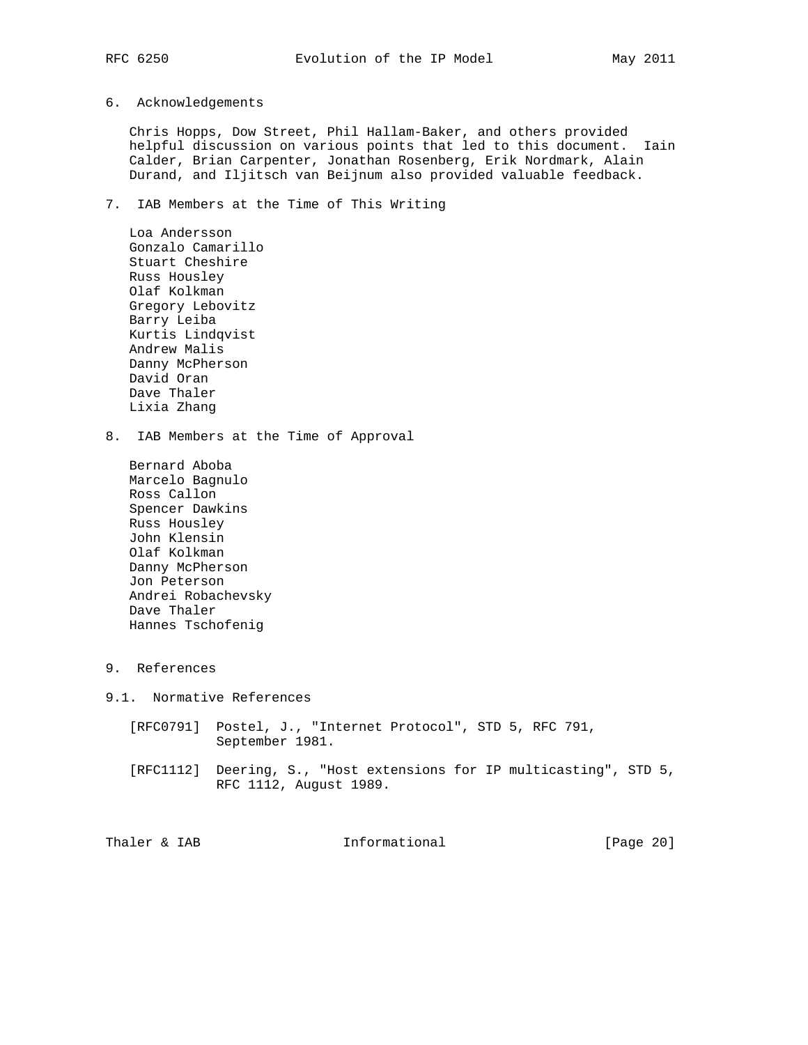## 6. Acknowledgements

Chris Hopps, Dow Street, Phil Hallam-Baker, and others provided helpful discussion on various points that led to this document. Iain Calder, Brian Carpenter, Jonathan Rosenberg, Erik Nordmark, Alain Durand, and Iljitsch van Beijnum also provided valuable feedback.

## 7. IAB Members at the Time of This Writing

Loa Andersson
Gonzalo Camarillo
Stuart Cheshire
Russ Housley
Olaf Kolkman
Gregory Lebovitz
Barry Leiba
Kurtis Lindqvist
Andrew Malis
Danny McPherson
David Oran
Dave Thaler
Lixia Zhang

## 8. IAB Members at the Time of Approval

Bernard Aboba
Marcelo Bagnulo
Ross Callon
Spencer Dawkins
Russ Housley
John Klensin
Olaf Kolkman
Danny McPherson
Jon Peterson
Andrei Robachevsky
Dave Thaler
Hannes Tschofenig

## 9. References

### 9.1. Normative References

[RFC0791] Postel, J., "Internet Protocol", STD 5, RFC 791, September 1981.

[RFC1112] Deering, S., "Host extensions for IP multicasting", STD 5, RFC 1112, August 1989.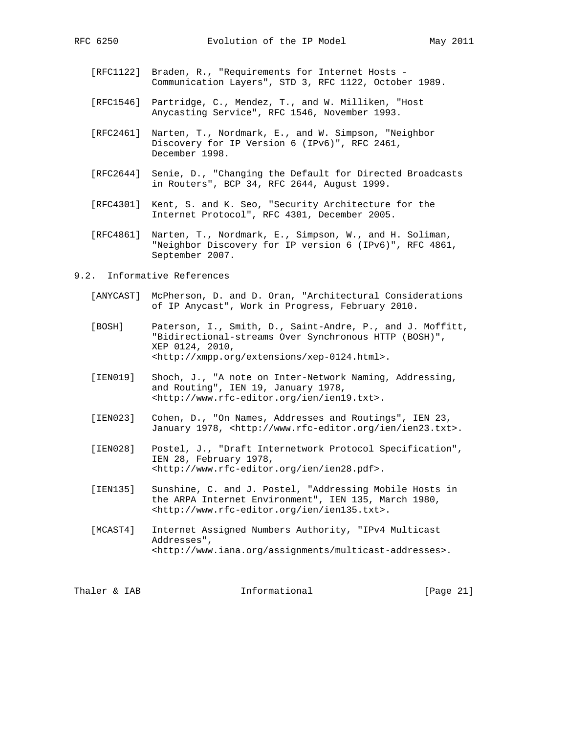[RFC1122] Braden, R., "Requirements for Internet Hosts - Communication Layers", STD 3, RFC 1122, October 1989.

[RFC1546] Partridge, C., Mendez, T., and W. Milliken, "Host Anycasting Service", RFC 1546, November 1993.

[RFC2461] Narten, T., Nordmark, E., and W. Simpson, "Neighbor Discovery for IP Version 6 (IPv6)", RFC 2461, December 1998.

[RFC2644] Senie, D., "Changing the Default for Directed Broadcasts in Routers", BCP 34, RFC 2644, August 1999.

[RFC4301] Kent, S. and K. Seo, "Security Architecture for the Internet Protocol", RFC 4301, December 2005.

[RFC4861] Narten, T., Nordmark, E., Simpson, W., and H. Soliman, "Neighbor Discovery for IP version 6 (IPv6)", RFC 4861, September 2007.

## 9.2. Informative References

[ANYCAST] McPherson, D. and D. Oran, "Architectural Considerations of IP Anycast", Work in Progress, February 2010.

[BOSH] Paterson, I., Smith, D., Saint-Andre, P., and J. Moffitt, "Bidirectional-streams Over Synchronous HTTP (BOSH)", XEP 0124, 2010, <http://xmpp.org/extensions/xep-0124.html>.

[IEN019] Shoch, J., "A note on Inter-Network Naming, Addressing, and Routing", IEN 19, January 1978, <http://www.rfc-editor.org/ien/ien19.txt>.

[IEN023] Cohen, D., "On Names, Addresses and Routings", IEN 23, January 1978, <http://www.rfc-editor.org/ien/ien23.txt>.

[IEN028] Postel, J., "Draft Internetwork Protocol Specification", IEN 28, February 1978, <http://www.rfc-editor.org/ien/ien28.pdf>.

[IEN135] Sunshine, C. and J. Postel, "Addressing Mobile Hosts in the ARPA Internet Environment", IEN 135, March 1980, <http://www.rfc-editor.org/ien/ien135.txt>.

[MCAST4] Internet Assigned Numbers Authority, "IPv4 Multicast Addresses", <http://www.iana.org/assignments/multicast-addresses>.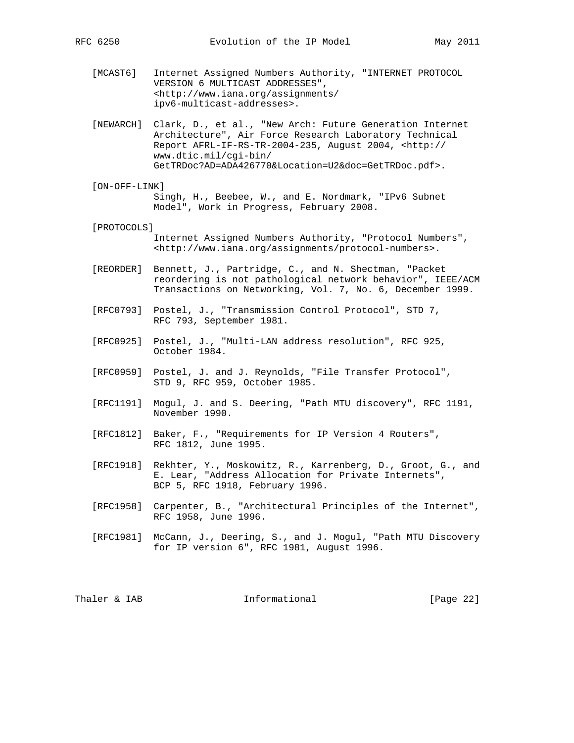[MCAST6] Internet Assigned Numbers Authority, "INTERNET PROTOCOL VERSION 6 MULTICAST ADDRESSES", <http://www.iana.org/assignments/ipv6-multicast-addresses>.

[NEWARCH] Clark, D., et al., "New Arch: Future Generation Internet Architecture", Air Force Research Laboratory Technical Report AFRL-IF-RS-TR-2004-235, August 2004, <http://www.dtic.mil/cgi-bin/GetTRDoc?AD=ADA426770&Location=U2&doc=GetTRDoc.pdf>.

[ON-OFF-LINK] Singh, H., Beebee, W., and E. Nordmark, "IPv6 Subnet Model", Work in Progress, February 2008.

[PROTOCOLS] Internet Assigned Numbers Authority, "Protocol Numbers", <http://www.iana.org/assignments/protocol-numbers>.

[REORDER] Bennett, J., Partridge, C., and N. Shectman, "Packet reordering is not pathological network behavior", IEEE/ACM Transactions on Networking, Vol. 7, No. 6, December 1999.

[RFC0793] Postel, J., "Transmission Control Protocol", STD 7, RFC 793, September 1981.

[RFC0925] Postel, J., "Multi-LAN address resolution", RFC 925, October 1984.

[RFC0959] Postel, J. and J. Reynolds, "File Transfer Protocol", STD 9, RFC 959, October 1985.

[RFC1191] Mogul, J. and S. Deering, "Path MTU discovery", RFC 1191, November 1990.

[RFC1812] Baker, F., "Requirements for IP Version 4 Routers", RFC 1812, June 1995.

[RFC1918] Rekhter, Y., Moskowitz, R., Karrenberg, D., Groot, G., and E. Lear, "Address Allocation for Private Internets", BCP 5, RFC 1918, February 1996.

[RFC1958] Carpenter, B., "Architectural Principles of the Internet", RFC 1958, June 1996.

[RFC1981] McCann, J., Deering, S., and J. Mogul, "Path MTU Discovery for IP version 6", RFC 1981, August 1996.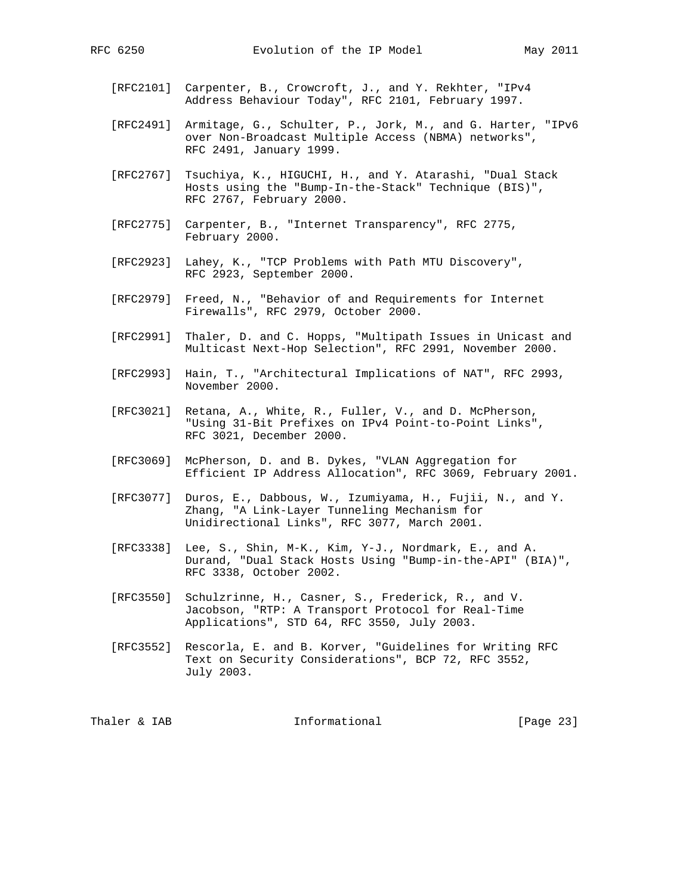[RFC2101] Carpenter, B., Crowcroft, J., and Y. Rekhter, "IPv4 Address Behaviour Today", RFC 2101, February 1997.

[RFC2491] Armitage, G., Schulter, P., Jork, M., and G. Harter, "IPv6 over Non-Broadcast Multiple Access (NBMA) networks", RFC 2491, January 1999.

[RFC2767] Tsuchiya, K., HIGUCHI, H., and Y. Atarashi, "Dual Stack Hosts using the "Bump-In-the-Stack" Technique (BIS)", RFC 2767, February 2000.

[RFC2775] Carpenter, B., "Internet Transparency", RFC 2775, February 2000.

[RFC2923] Lahey, K., "TCP Problems with Path MTU Discovery", RFC 2923, September 2000.

[RFC2979] Freed, N., "Behavior of and Requirements for Internet Firewalls", RFC 2979, October 2000.

[RFC2991] Thaler, D. and C. Hopps, "Multipath Issues in Unicast and Multicast Next-Hop Selection", RFC 2991, November 2000.

[RFC2993] Hain, T., "Architectural Implications of NAT", RFC 2993, November 2000.

[RFC3021] Retana, A., White, R., Fuller, V., and D. McPherson, "Using 31-Bit Prefixes on IPv4 Point-to-Point Links", RFC 3021, December 2000.

[RFC3069] McPherson, D. and B. Dykes, "VLAN Aggregation for Efficient IP Address Allocation", RFC 3069, February 2001.

[RFC3077] Duros, E., Dabbous, W., Izumiyama, H., Fujii, N., and Y. Zhang, "A Link-Layer Tunneling Mechanism for Unidirectional Links", RFC 3077, March 2001.

[RFC3338] Lee, S., Shin, M-K., Kim, Y-J., Nordmark, E., and A. Durand, "Dual Stack Hosts Using "Bump-in-the-API" (BIA)", RFC 3338, October 2002.

[RFC3550] Schulzrinne, H., Casner, S., Frederick, R., and V. Jacobson, "RTP: A Transport Protocol for Real-Time Applications", STD 64, RFC 3550, July 2003.

[RFC3552] Rescorla, E. and B. Korver, "Guidelines for Writing RFC Text on Security Considerations", BCP 72, RFC 3552, July 2003.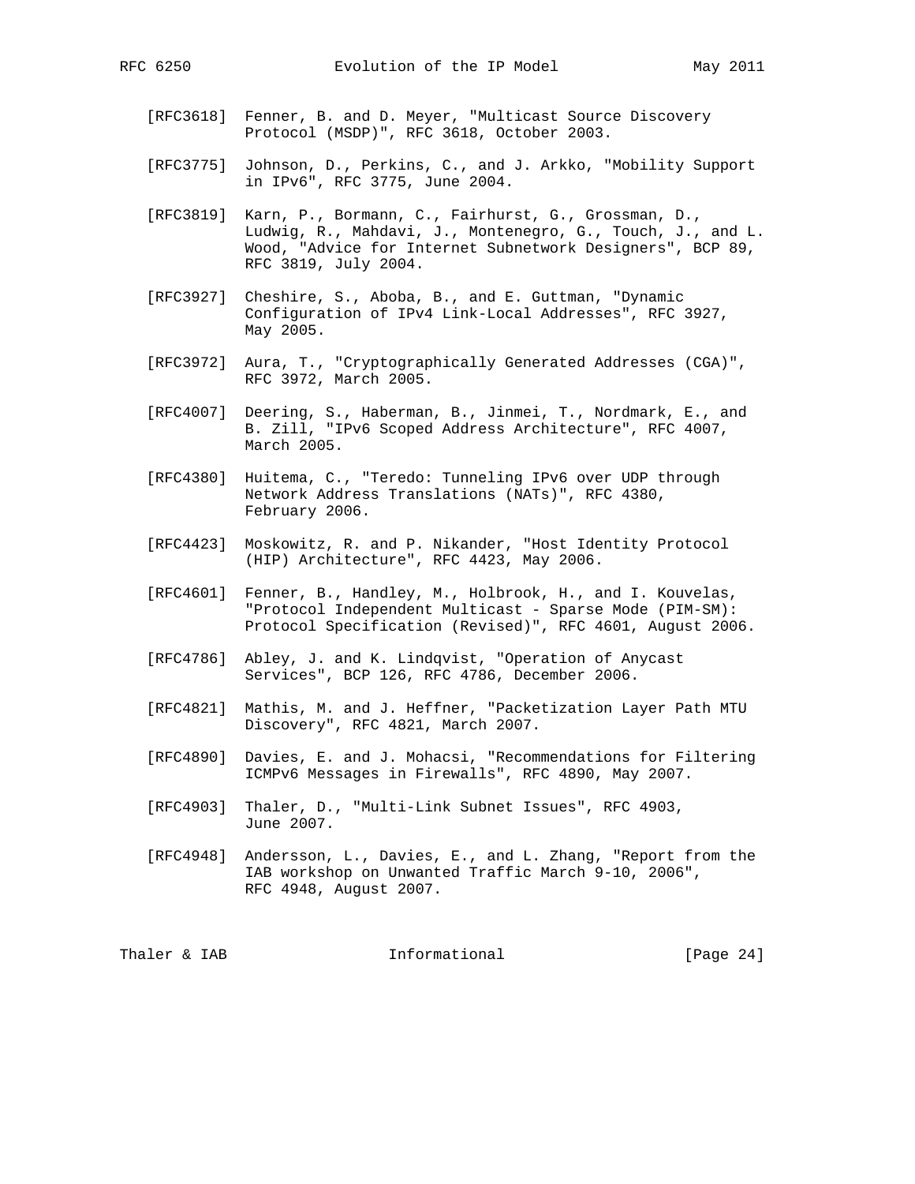[RFC3618] Fenner, B. and D. Meyer, "Multicast Source Discovery Protocol (MSDP)", RFC 3618, October 2003.

[RFC3775] Johnson, D., Perkins, C., and J. Arkko, "Mobility Support in IPv6", RFC 3775, June 2004.

[RFC3819] Karn, P., Bormann, C., Fairhurst, G., Grossman, D., Ludwig, R., Mahdavi, J., Montenegro, G., Touch, J., and L. Wood, "Advice for Internet Subnetwork Designers", BCP 89, RFC 3819, July 2004.

[RFC3927] Cheshire, S., Aboba, B., and E. Guttman, "Dynamic Configuration of IPv4 Link-Local Addresses", RFC 3927, May 2005.

[RFC3972] Aura, T., "Cryptographically Generated Addresses (CGA)", RFC 3972, March 2005.

[RFC4007] Deering, S., Haberman, B., Jinmei, T., Nordmark, E., and B. Zill, "IPv6 Scoped Address Architecture", RFC 4007, March 2005.

[RFC4380] Huitema, C., "Teredo: Tunneling IPv6 over UDP through Network Address Translations (NATs)", RFC 4380, February 2006.

[RFC4423] Moskowitz, R. and P. Nikander, "Host Identity Protocol (HIP) Architecture", RFC 4423, May 2006.

[RFC4601] Fenner, B., Handley, M., Holbrook, H., and I. Kouvelas, "Protocol Independent Multicast - Sparse Mode (PIM-SM): Protocol Specification (Revised)", RFC 4601, August 2006.

[RFC4786] Abley, J. and K. Lindqvist, "Operation of Anycast Services", BCP 126, RFC 4786, December 2006.

[RFC4821] Mathis, M. and J. Heffner, "Packetization Layer Path MTU Discovery", RFC 4821, March 2007.

[RFC4890] Davies, E. and J. Mohacsi, "Recommendations for Filtering ICMPv6 Messages in Firewalls", RFC 4890, May 2007.

[RFC4903] Thaler, D., "Multi-Link Subnet Issues", RFC 4903, June 2007.

[RFC4948] Andersson, L., Davies, E., and L. Zhang, "Report from the IAB workshop on Unwanted Traffic March 9-10, 2006", RFC 4948, August 2007.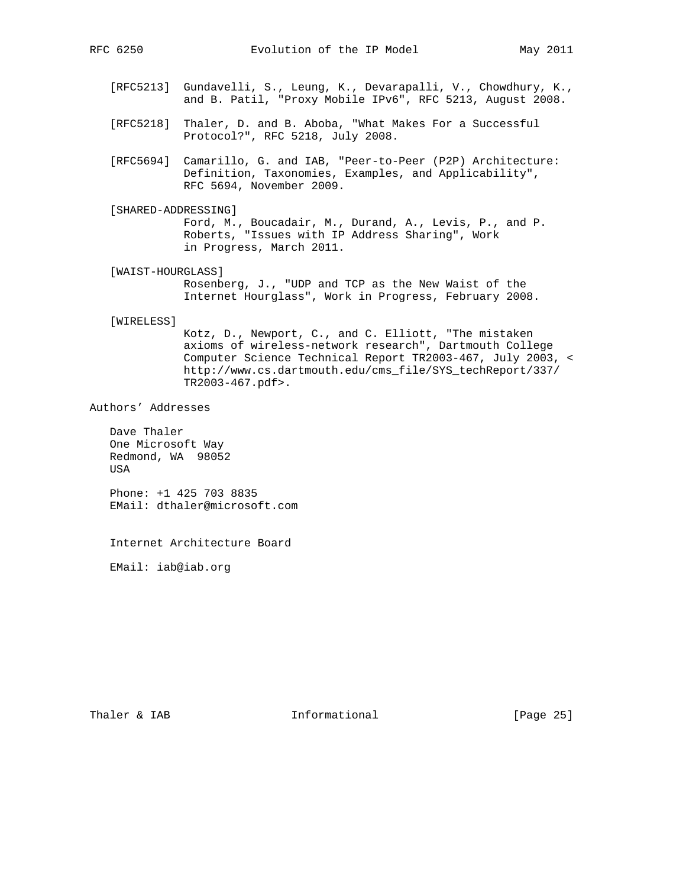[RFC5213] Gundavelli, S., Leung, K., Devarapalli, V., Chowdhury, K., and B. Patil, "Proxy Mobile IPv6", RFC 5213, August 2008.

[RFC5218] Thaler, D. and B. Aboba, "What Makes For a Successful Protocol?", RFC 5218, July 2008.

[RFC5694] Camarillo, G. and IAB, "Peer-to-Peer (P2P) Architecture: Definition, Taxonomies, Examples, and Applicability", RFC 5694, November 2009.

[SHARED-ADDRESSING] Ford, M., Boucadair, M., Durand, A., Levis, P., and P. Roberts, "Issues with IP Address Sharing", Work in Progress, March 2011.

[WAIST-HOURGLASS] Rosenberg, J., "UDP and TCP as the New Waist of the Internet Hourglass", Work in Progress, February 2008.

[WIRELESS] Kotz, D., Newport, C., and C. Elliott, "The mistaken axioms of wireless-network research", Dartmouth College Computer Science Technical Report TR2003-467, July 2003, <http://www.cs.dartmouth.edu/cms_file/SYS_techReport/337/TR2003-467.pdf>.

# Authors' Addresses

Dave Thaler
One Microsoft Way
Redmond, WA 98052
USA

Phone: +1 425 703 8835
EMail: dthaler@microsoft.com

Internet Architecture Board

EMail: iab@iab.org